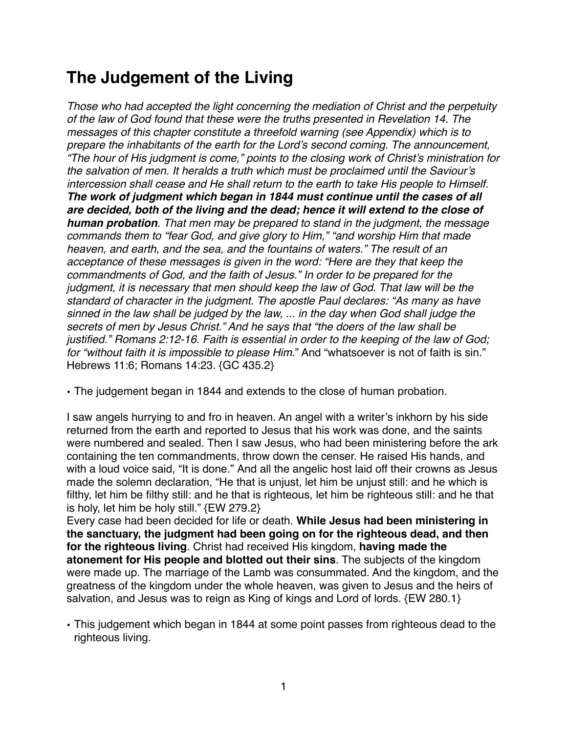# The Judgement of the Living

*Those who had accepted the light concerning the mediation of Christ and the perpetuity of the law of God found that these were the truths presented in Revelation 14. The messages of this chapter constitute a threefold warning (see Appendix) which is to prepare the inhabitants of the earth for the Lord's second coming. The announcement, "The hour of His judgment is come," points to the closing work of Christ's ministration for the salvation of men. It heralds a truth which must be proclaimed until the Saviour's intercession shall cease and He shall return to the earth to take His people to Himself.* ***The work of judgment which began in 1844 must continue until the cases of all are decided, both of the living and the dead; hence it will extend to the close of human probation****. That men may be prepared to stand in the judgment, the message commands them to "fear God, and give glory to Him," "and worship Him that made heaven, and earth, and the sea, and the fountains of waters." The result of an acceptance of these messages is given in the word: "Here are they that keep the commandments of God, and the faith of Jesus." In order to be prepared for the judgment, it is necessary that men should keep the law of God. That law will be the standard of character in the judgment. The apostle Paul declares: "As many as have sinned in the law shall be judged by the law, ... in the day when God shall judge the secrets of men by Jesus Christ." And he says that "the doers of the law shall be justified." Romans 2:12-16. Faith is essential in order to the keeping of the law of God; for "without faith it is impossible to please Him*." And "whatsoever is not of faith is sin." Hebrews 11:6; Romans 14:23. {GC 435.2}

- The judgement began in 1844 and extends to the close of human probation.

I saw angels hurrying to and fro in heaven. An angel with a writer's inkhorn by his side returned from the earth and reported to Jesus that his work was done, and the saints were numbered and sealed. Then I saw Jesus, who had been ministering before the ark containing the ten commandments, throw down the censer. He raised His hands, and with a loud voice said, "It is done." And all the angelic host laid off their crowns as Jesus made the solemn declaration, "He that is unjust, let him be unjust still: and he which is filthy, let him be filthy still: and he that is righteous, let him be righteous still: and he that is holy, let him be holy still." {EW 279.2}

Every case had been decided for life or death. **While Jesus had been ministering in the sanctuary, the judgment had been going on for the righteous dead, and then for the righteous living**. Christ had received His kingdom, **having made the atonement for His people and blotted out their sins**. The subjects of the kingdom were made up. The marriage of the Lamb was consummated. And the kingdom, and the greatness of the kingdom under the whole heaven, was given to Jesus and the heirs of salvation, and Jesus was to reign as King of kings and Lord of lords. {EW 280.1}

- This judgement which began in 1844 at some point passes from righteous dead to the righteous living.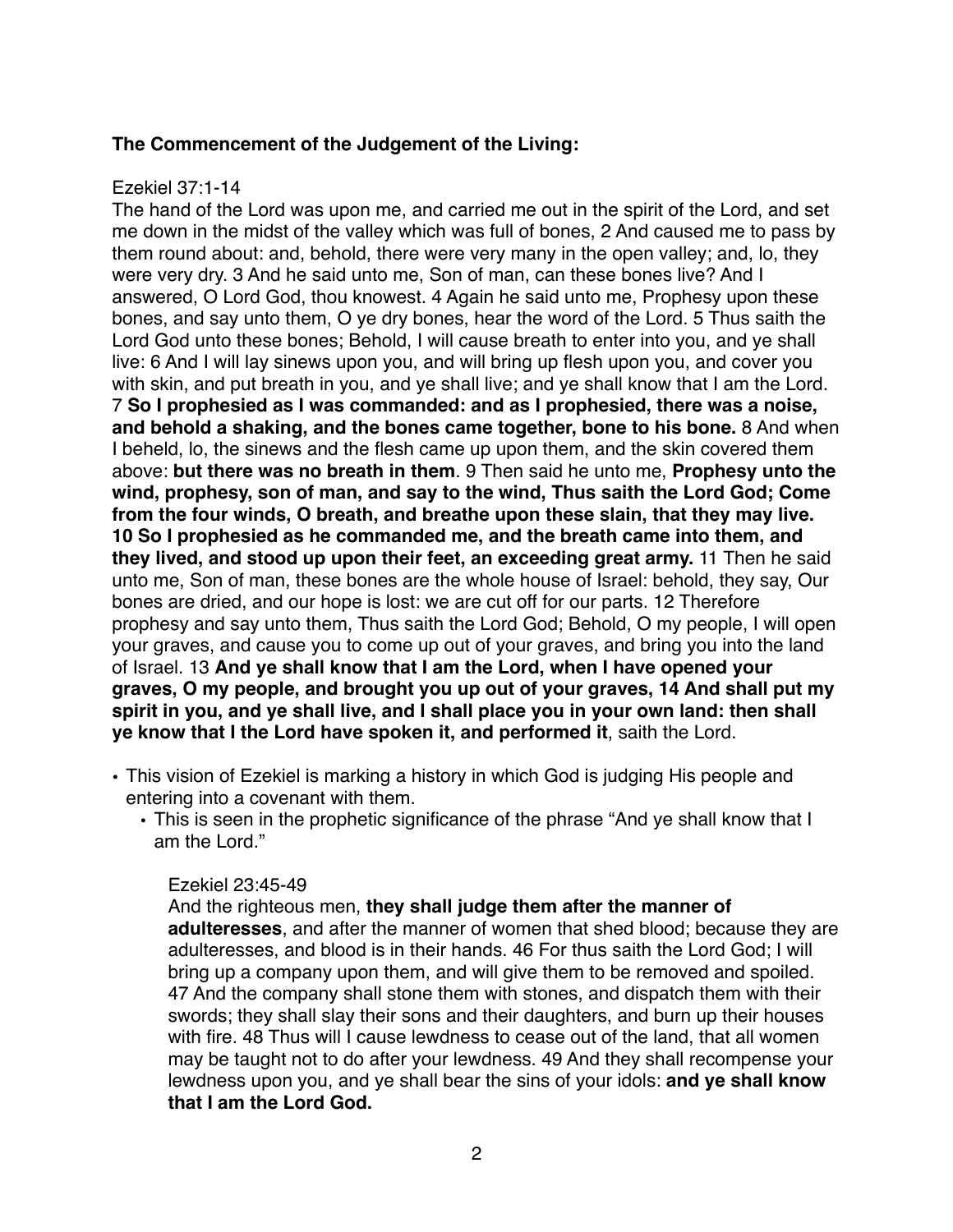**The Commencement of the Judgement of the Living:**

Ezekiel 37:1-14
The hand of the Lord was upon me, and carried me out in the spirit of the Lord, and set me down in the midst of the valley which was full of bones, 2 And caused me to pass by them round about: and, behold, there were very many in the open valley; and, lo, they were very dry. 3 And he said unto me, Son of man, can these bones live? And I answered, O Lord God, thou knowest. 4 Again he said unto me, Prophesy upon these bones, and say unto them, O ye dry bones, hear the word of the Lord. 5 Thus saith the Lord God unto these bones; Behold, I will cause breath to enter into you, and ye shall live: 6 And I will lay sinews upon you, and will bring up flesh upon you, and cover you with skin, and put breath in you, and ye shall live; and ye shall know that I am the Lord. 7 **So I prophesied as I was commanded: and as I prophesied, there was a noise, and behold a shaking, and the bones came together, bone to his bone.** 8 And when I beheld, lo, the sinews and the flesh came up upon them, and the skin covered them above: **but there was no breath in them**. 9 Then said he unto me, **Prophesy unto the wind, prophesy, son of man, and say to the wind, Thus saith the Lord God; Come from the four winds, O breath, and breathe upon these slain, that they may live. 10 So I prophesied as he commanded me, and the breath came into them, and they lived, and stood up upon their feet, an exceeding great army.** 11 Then he said unto me, Son of man, these bones are the whole house of Israel: behold, they say, Our bones are dried, and our hope is lost: we are cut off for our parts. 12 Therefore prophesy and say unto them, Thus saith the Lord God; Behold, O my people, I will open your graves, and cause you to come up out of your graves, and bring you into the land of Israel. 13 **And ye shall know that I am the Lord, when I have opened your graves, O my people, and brought you up out of your graves, 14 And shall put my spirit in you, and ye shall live, and I shall place you in your own land: then shall ye know that I the Lord have spoken it, and performed it**, saith the Lord.

- This vision of Ezekiel is marking a history in which God is judging His people and entering into a covenant with them.
  - This is seen in the prophetic significance of the phrase "And ye shall know that I am the Lord."

  Ezekiel 23:45-49
  And the righteous men, **they shall judge them after the manner of adulteresses**, and after the manner of women that shed blood; because they are adulteresses, and blood is in their hands. 46 For thus saith the Lord God; I will bring up a company upon them, and will give them to be removed and spoiled. 47 And the company shall stone them with stones, and dispatch them with their swords; they shall slay their sons and their daughters, and burn up their houses with fire. 48 Thus will I cause lewdness to cease out of the land, that all women may be taught not to do after your lewdness. 49 And they shall recompense your lewdness upon you, and ye shall bear the sins of your idols: **and ye shall know that I am the Lord God.**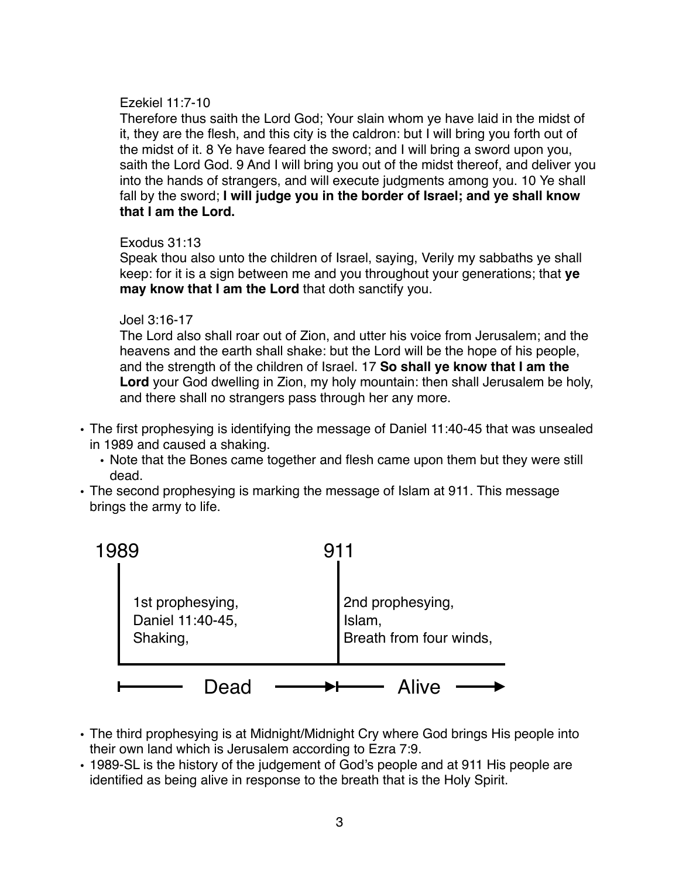Ezekiel 11:7-10
Therefore thus saith the Lord God; Your slain whom ye have laid in the midst of it, they are the flesh, and this city is the caldron: but I will bring you forth out of the midst of it. 8 Ye have feared the sword; and I will bring a sword upon you, saith the Lord God. 9 And I will bring you out of the midst thereof, and deliver you into the hands of strangers, and will execute judgments among you. 10 Ye shall fall by the sword; **I will judge you in the border of Israel; and ye shall know that I am the Lord.**

Exodus 31:13
Speak thou also unto the children of Israel, saying, Verily my sabbaths ye shall keep: for it is a sign between me and you throughout your generations; that **ye may know that I am the Lord** that doth sanctify you.

Joel 3:16-17
The Lord also shall roar out of Zion, and utter his voice from Jerusalem; and the heavens and the earth shall shake: but the Lord will be the hope of his people, and the strength of the children of Israel. 17 **So shall ye know that I am the Lord** your God dwelling in Zion, my holy mountain: then shall Jerusalem be holy, and there shall no strangers pass through her any more.

- The first prophesying is identifying the message of Daniel 11:40-45 that was unsealed in 1989 and caused a shaking.
  - Note that the Bones came together and flesh came upon them but they were still dead.
- The second prophesying is marking the message of Islam at 911. This message brings the army to life.

| 1989 | 911 |
| --- | --- |
| 1st prophesying, Daniel 11:40-45, Shaking, | 2nd prophesying, Islam, Breath from four winds, |
| Dead → | Alive → |

- The third prophesying is at Midnight/Midnight Cry where God brings His people into their own land which is Jerusalem according to Ezra 7:9.
- 1989-SL is the history of the judgement of God's people and at 911 His people are identified as being alive in response to the breath that is the Holy Spirit.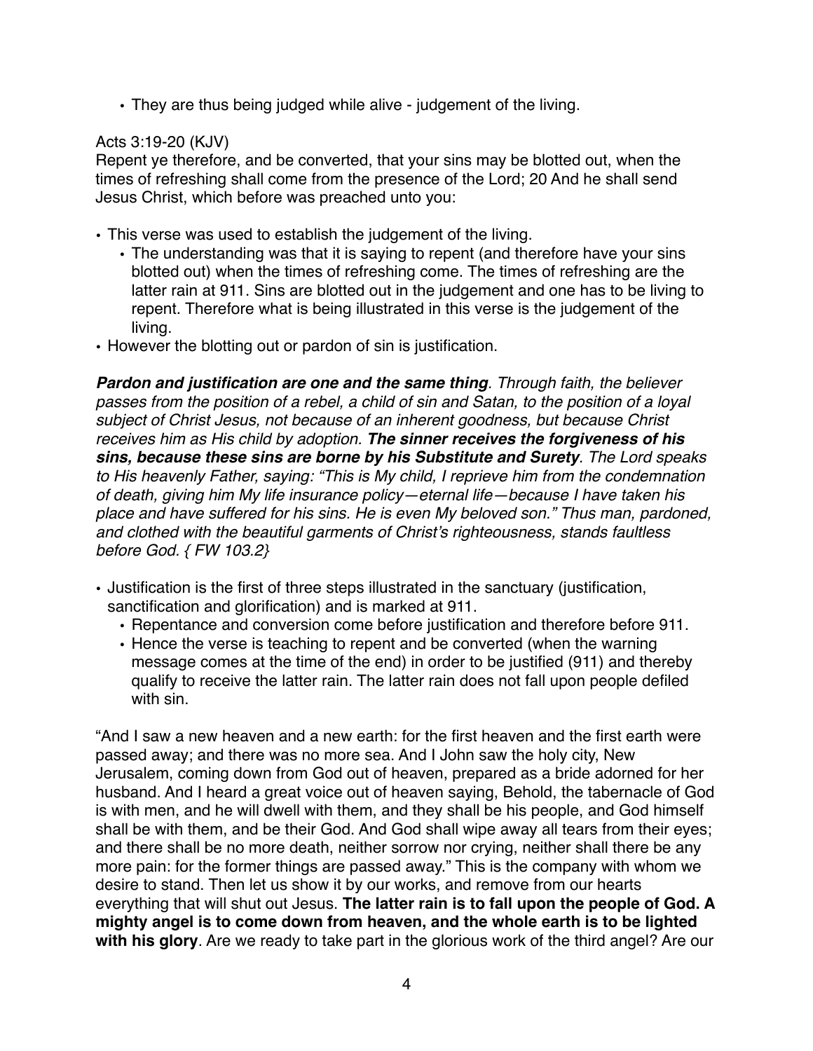- They are thus being judged while alive - judgement of the living.

Acts 3:19-20 (KJV)
Repent ye therefore, and be converted, that your sins may be blotted out, when the times of refreshing shall come from the presence of the Lord; 20 And he shall send Jesus Christ, which before was preached unto you:

- This verse was used to establish the judgement of the living.
  - The understanding was that it is saying to repent (and therefore have your sins blotted out) when the times of refreshing come. The times of refreshing are the latter rain at 911. Sins are blotted out in the judgement and one has to be living to repent. Therefore what is being illustrated in this verse is the judgement of the living.
- However the blotting out or pardon of sin is justification.

***Pardon and justification are one and the same thing****. Through faith, the believer passes from the position of a rebel, a child of sin and Satan, to the position of a loyal subject of Christ Jesus, not because of an inherent goodness, but because Christ receives him as His child by adoption.* ***The sinner receives the forgiveness of his sins, because these sins are borne by his Substitute and Surety****. The Lord speaks to His heavenly Father, saying: "This is My child, I reprieve him from the condemnation of death, giving him My life insurance policy—eternal life—because I have taken his place and have suffered for his sins. He is even My beloved son." Thus man, pardoned, and clothed with the beautiful garments of Christ's righteousness, stands faultless before God. { FW 103.2}*

- Justification is the first of three steps illustrated in the sanctuary (justification, sanctification and glorification) and is marked at 911.
  - Repentance and conversion come before justification and therefore before 911.
  - Hence the verse is teaching to repent and be converted (when the warning message comes at the time of the end) in order to be justified (911) and thereby qualify to receive the latter rain. The latter rain does not fall upon people defiled with sin.

"And I saw a new heaven and a new earth: for the first heaven and the first earth were passed away; and there was no more sea. And I John saw the holy city, New Jerusalem, coming down from God out of heaven, prepared as a bride adorned for her husband. And I heard a great voice out of heaven saying, Behold, the tabernacle of God is with men, and he will dwell with them, and they shall be his people, and God himself shall be with them, and be their God. And God shall wipe away all tears from their eyes; and there shall be no more death, neither sorrow nor crying, neither shall there be any more pain: for the former things are passed away." This is the company with whom we desire to stand. Then let us show it by our works, and remove from our hearts everything that will shut out Jesus. **The latter rain is to fall upon the people of God. A mighty angel is to come down from heaven, and the whole earth is to be lighted with his glory**. Are we ready to take part in the glorious work of the third angel? Are our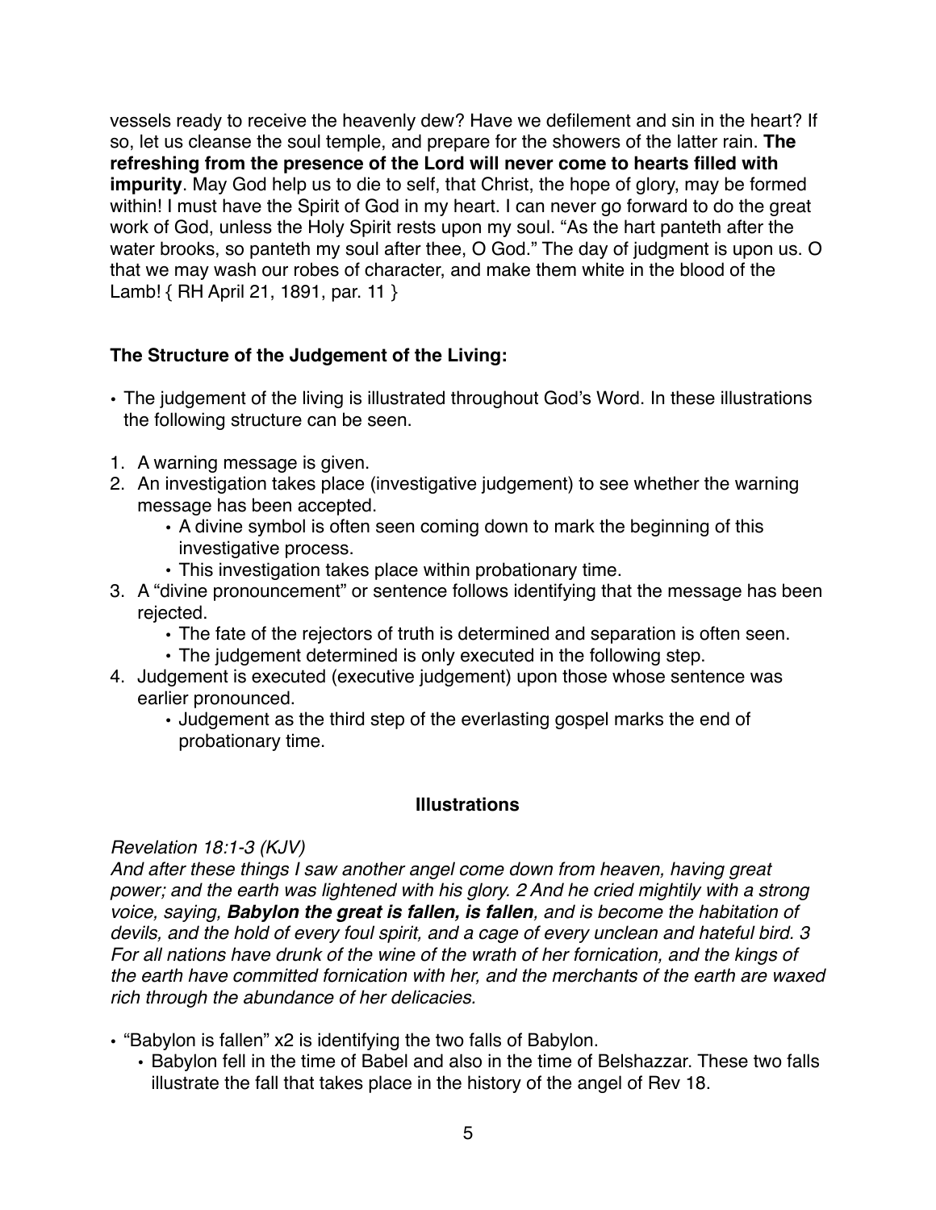vessels ready to receive the heavenly dew? Have we defilement and sin in the heart? If so, let us cleanse the soul temple, and prepare for the showers of the latter rain. **The refreshing from the presence of the Lord will never come to hearts filled with impurity**. May God help us to die to self, that Christ, the hope of glory, may be formed within! I must have the Spirit of God in my heart. I can never go forward to do the great work of God, unless the Holy Spirit rests upon my soul. "As the hart panteth after the water brooks, so panteth my soul after thee, O God." The day of judgment is upon us. O that we may wash our robes of character, and make them white in the blood of the Lamb! { RH April 21, 1891, par. 11 }

**The Structure of the Judgement of the Living:**

- The judgement of the living is illustrated throughout God's Word. In these illustrations the following structure can be seen.

1. A warning message is given.
2. An investigation takes place (investigative judgement) to see whether the warning message has been accepted.
    - A divine symbol is often seen coming down to mark the beginning of this investigative process.
    - This investigation takes place within probationary time.
3. A "divine pronouncement" or sentence follows identifying that the message has been rejected.
    - The fate of the rejectors of truth is determined and separation is often seen.
    - The judgement determined is only executed in the following step.
4. Judgement is executed (executive judgement) upon those whose sentence was earlier pronounced.
    - Judgement as the third step of the everlasting gospel marks the end of probationary time.

**Illustrations**

*Revelation 18:1-3 (KJV)*
*And after these things I saw another angel come down from heaven, having great power; and the earth was lightened with his glory. 2 And he cried mightily with a strong voice, saying, **Babylon the great is fallen, is fallen**, and is become the habitation of devils, and the hold of every foul spirit, and a cage of every unclean and hateful bird. 3 For all nations have drunk of the wine of the wrath of her fornication, and the kings of the earth have committed fornication with her, and the merchants of the earth are waxed rich through the abundance of her delicacies.*

- "Babylon is fallen" x2 is identifying the two falls of Babylon.
    - Babylon fell in the time of Babel and also in the time of Belshazzar. These two falls illustrate the fall that takes place in the history of the angel of Rev 18.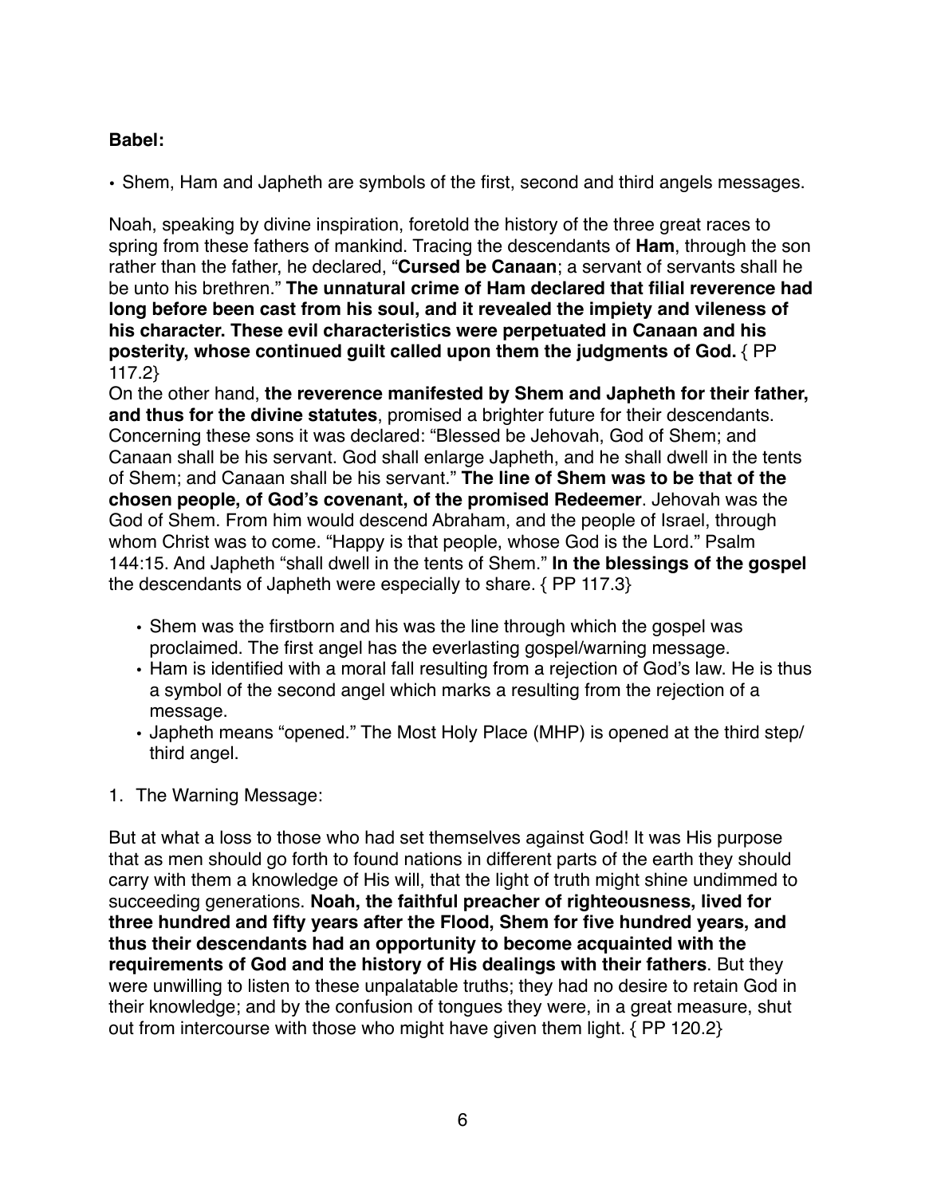**Babel:**

- Shem, Ham and Japheth are symbols of the first, second and third angels messages.

Noah, speaking by divine inspiration, foretold the history of the three great races to spring from these fathers of mankind. Tracing the descendants of **Ham**, through the son rather than the father, he declared, "**Cursed be Canaan**; a servant of servants shall he be unto his brethren." **The unnatural crime of Ham declared that filial reverence had long before been cast from his soul, and it revealed the impiety and vileness of his character. These evil characteristics were perpetuated in Canaan and his posterity, whose continued guilt called upon them the judgments of God.** { PP 117.2}
On the other hand, **the reverence manifested by Shem and Japheth for their father, and thus for the divine statutes**, promised a brighter future for their descendants. Concerning these sons it was declared: "Blessed be Jehovah, God of Shem; and Canaan shall be his servant. God shall enlarge Japheth, and he shall dwell in the tents of Shem; and Canaan shall be his servant." **The line of Shem was to be that of the chosen people, of God's covenant, of the promised Redeemer**. Jehovah was the God of Shem. From him would descend Abraham, and the people of Israel, through whom Christ was to come. "Happy is that people, whose God is the Lord." Psalm 144:15. And Japheth "shall dwell in the tents of Shem." **In the blessings of the gospel** the descendants of Japheth were especially to share. { PP 117.3}

- Shem was the firstborn and his was the line through which the gospel was proclaimed. The first angel has the everlasting gospel/warning message.
- Ham is identified with a moral fall resulting from a rejection of God's law. He is thus a symbol of the second angel which marks a resulting from the rejection of a message.
- Japheth means "opened." The Most Holy Place (MHP) is opened at the third step/third angel.

1. The Warning Message:

But at what a loss to those who had set themselves against God! It was His purpose that as men should go forth to found nations in different parts of the earth they should carry with them a knowledge of His will, that the light of truth might shine undimmed to succeeding generations. **Noah, the faithful preacher of righteousness, lived for three hundred and fifty years after the Flood, Shem for five hundred years, and thus their descendants had an opportunity to become acquainted with the requirements of God and the history of His dealings with their fathers**. But they were unwilling to listen to these unpalatable truths; they had no desire to retain God in their knowledge; and by the confusion of tongues they were, in a great measure, shut out from intercourse with those who might have given them light. { PP 120.2}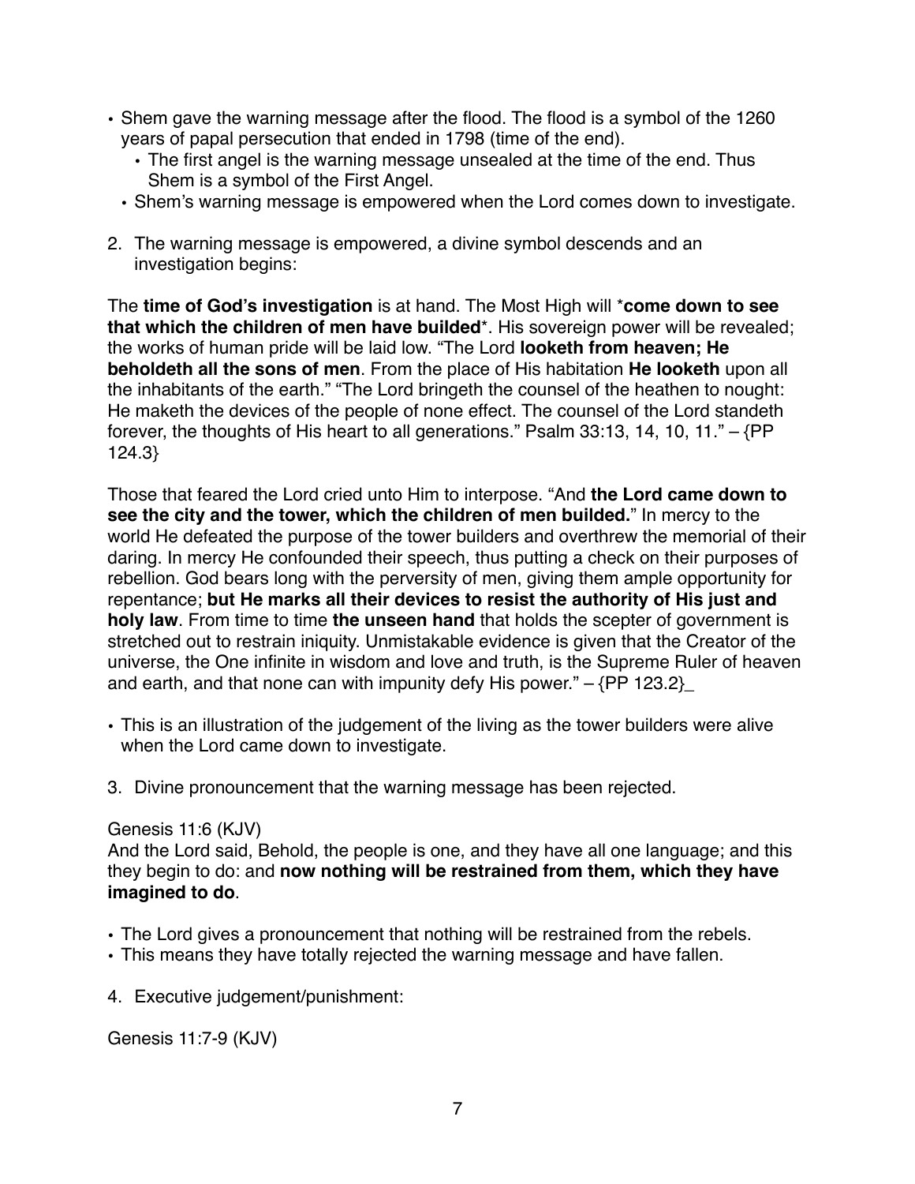- Shem gave the warning message after the flood. The flood is a symbol of the 1260 years of papal persecution that ended in 1798 (time of the end).
  - The first angel is the warning message unsealed at the time of the end. Thus Shem is a symbol of the First Angel.
  - Shem's warning message is empowered when the Lord comes down to investigate.

2. The warning message is empowered, a divine symbol descends and an investigation begins:

The **time of God's investigation** is at hand. The Most High will ***come down to see that which the children of men have builded***. His sovereign power will be revealed; the works of human pride will be laid low. "The Lord **looketh from heaven; He beholdeth all the sons of men**. From the place of His habitation **He looketh** upon all the inhabitants of the earth." "The Lord bringeth the counsel of the heathen to nought: He maketh the devices of the people of none effect. The counsel of the Lord standeth forever, the thoughts of His heart to all generations." Psalm 33:13, 14, 10, 11." – {PP 124.3}

Those that feared the Lord cried unto Him to interpose. "And **the Lord came down to see the city and the tower, which the children of men builded.**" In mercy to the world He defeated the purpose of the tower builders and overthrew the memorial of their daring. In mercy He confounded their speech, thus putting a check on their purposes of rebellion. God bears long with the perversity of men, giving them ample opportunity for repentance; **but He marks all their devices to resist the authority of His just and holy law**. From time to time **the unseen hand** that holds the scepter of government is stretched out to restrain iniquity. Unmistakable evidence is given that the Creator of the universe, the One infinite in wisdom and love and truth, is the Supreme Ruler of heaven and earth, and that none can with impunity defy His power." – {PP 123.2}_

- This is an illustration of the judgement of the living as the tower builders were alive when the Lord came down to investigate.

3. Divine pronouncement that the warning message has been rejected.

Genesis 11:6 (KJV)
And the Lord said, Behold, the people is one, and they have all one language; and this they begin to do: and **now nothing will be restrained from them, which they have imagined to do**.

- The Lord gives a pronouncement that nothing will be restrained from the rebels.
- This means they have totally rejected the warning message and have fallen.

4. Executive judgement/punishment:

Genesis 11:7-9 (KJV)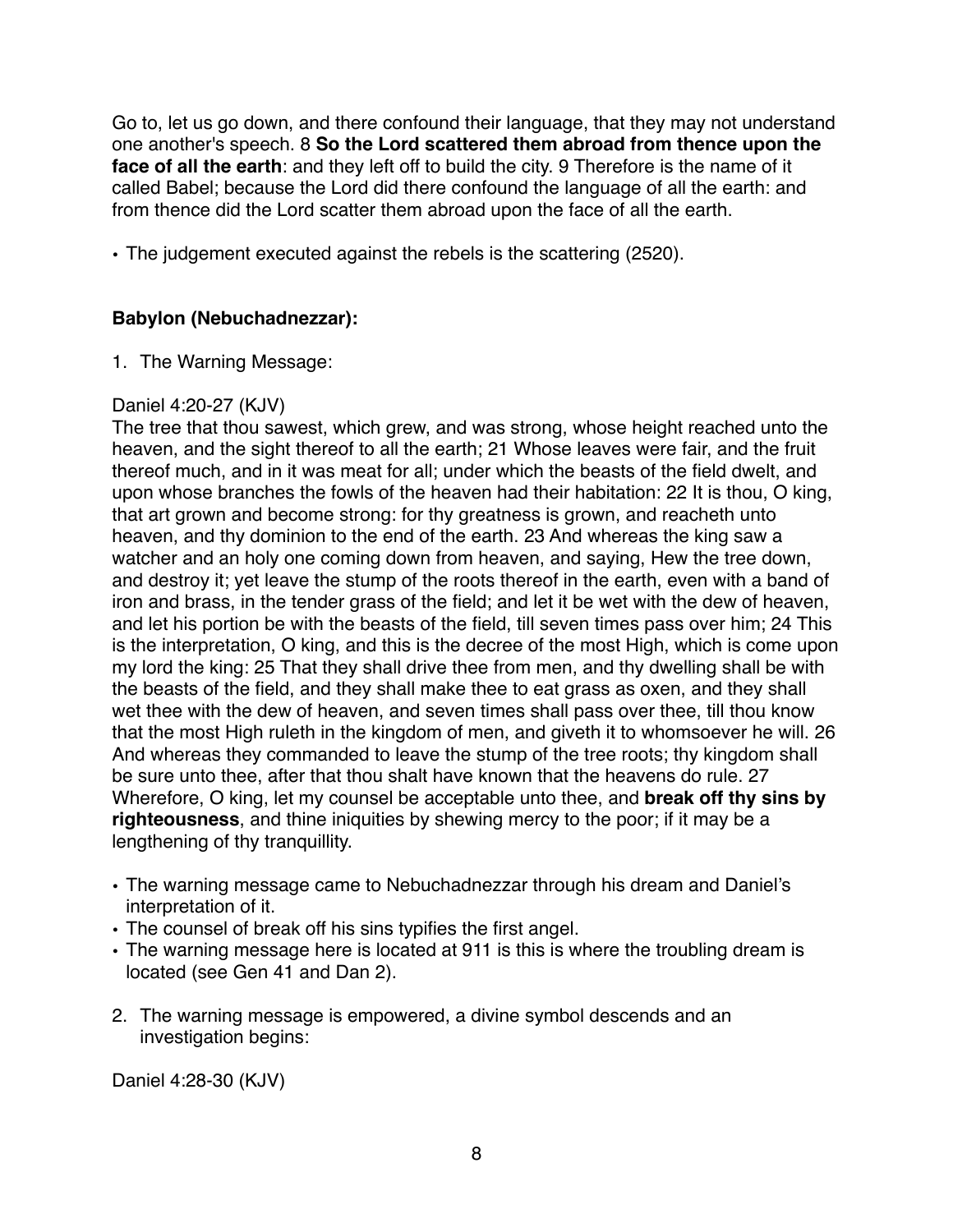Go to, let us go down, and there confound their language, that they may not understand one another's speech. 8 **So the Lord scattered them abroad from thence upon the face of all the earth**: and they left off to build the city. 9 Therefore is the name of it called Babel; because the Lord did there confound the language of all the earth: and from thence did the Lord scatter them abroad upon the face of all the earth.

- The judgement executed against the rebels is the scattering (2520).

**Babylon (Nebuchadnezzar):**

1. The Warning Message:

Daniel 4:20-27 (KJV)
The tree that thou sawest, which grew, and was strong, whose height reached unto the heaven, and the sight thereof to all the earth; 21 Whose leaves were fair, and the fruit thereof much, and in it was meat for all; under which the beasts of the field dwelt, and upon whose branches the fowls of the heaven had their habitation: 22 It is thou, O king, that art grown and become strong: for thy greatness is grown, and reacheth unto heaven, and thy dominion to the end of the earth. 23 And whereas the king saw a watcher and an holy one coming down from heaven, and saying, Hew the tree down, and destroy it; yet leave the stump of the roots thereof in the earth, even with a band of iron and brass, in the tender grass of the field; and let it be wet with the dew of heaven, and let his portion be with the beasts of the field, till seven times pass over him; 24 This is the interpretation, O king, and this is the decree of the most High, which is come upon my lord the king: 25 That they shall drive thee from men, and thy dwelling shall be with the beasts of the field, and they shall make thee to eat grass as oxen, and they shall wet thee with the dew of heaven, and seven times shall pass over thee, till thou know that the most High ruleth in the kingdom of men, and giveth it to whomsoever he will. 26 And whereas they commanded to leave the stump of the tree roots; thy kingdom shall be sure unto thee, after that thou shalt have known that the heavens do rule. 27 Wherefore, O king, let my counsel be acceptable unto thee, and **break off thy sins by righteousness**, and thine iniquities by shewing mercy to the poor; if it may be a lengthening of thy tranquillity.

- The warning message came to Nebuchadnezzar through his dream and Daniel's interpretation of it.
- The counsel of break off his sins typifies the first angel.
- The warning message here is located at 911 is this is where the troubling dream is located (see Gen 41 and Dan 2).

2. The warning message is empowered, a divine symbol descends and an investigation begins:

Daniel 4:28-30 (KJV)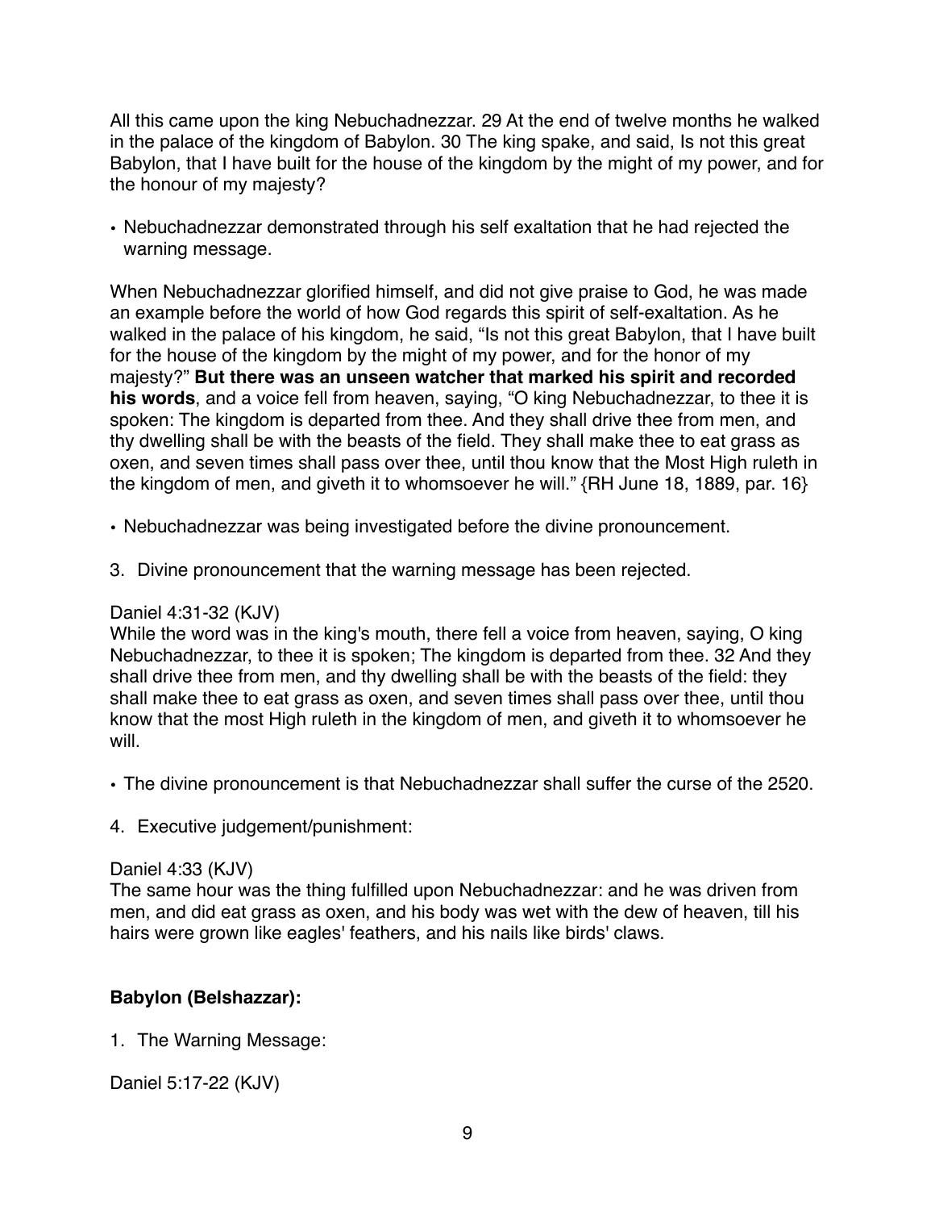All this came upon the king Nebuchadnezzar. 29 At the end of twelve months he walked in the palace of the kingdom of Babylon. 30 The king spake, and said, Is not this great Babylon, that I have built for the house of the kingdom by the might of my power, and for the honour of my majesty?

- Nebuchadnezzar demonstrated through his self exaltation that he had rejected the warning message.

When Nebuchadnezzar glorified himself, and did not give praise to God, he was made an example before the world of how God regards this spirit of self-exaltation. As he walked in the palace of his kingdom, he said, "Is not this great Babylon, that I have built for the house of the kingdom by the might of my power, and for the honor of my majesty?" **But there was an unseen watcher that marked his spirit and recorded his words**, and a voice fell from heaven, saying, "O king Nebuchadnezzar, to thee it is spoken: The kingdom is departed from thee. And they shall drive thee from men, and thy dwelling shall be with the beasts of the field. They shall make thee to eat grass as oxen, and seven times shall pass over thee, until thou know that the Most High ruleth in the kingdom of men, and giveth it to whomsoever he will." {RH June 18, 1889, par. 16}

- Nebuchadnezzar was being investigated before the divine pronouncement.

3. Divine pronouncement that the warning message has been rejected.

Daniel 4:31-32 (KJV)
While the word was in the king's mouth, there fell a voice from heaven, saying, O king Nebuchadnezzar, to thee it is spoken; The kingdom is departed from thee. 32 And they shall drive thee from men, and thy dwelling shall be with the beasts of the field: they shall make thee to eat grass as oxen, and seven times shall pass over thee, until thou know that the most High ruleth in the kingdom of men, and giveth it to whomsoever he will.

- The divine pronouncement is that Nebuchadnezzar shall suffer the curse of the 2520.

4. Executive judgement/punishment:

Daniel 4:33 (KJV)
The same hour was the thing fulfilled upon Nebuchadnezzar: and he was driven from men, and did eat grass as oxen, and his body was wet with the dew of heaven, till his hairs were grown like eagles' feathers, and his nails like birds' claws.

**Babylon (Belshazzar):**

1. The Warning Message:

Daniel 5:17-22 (KJV)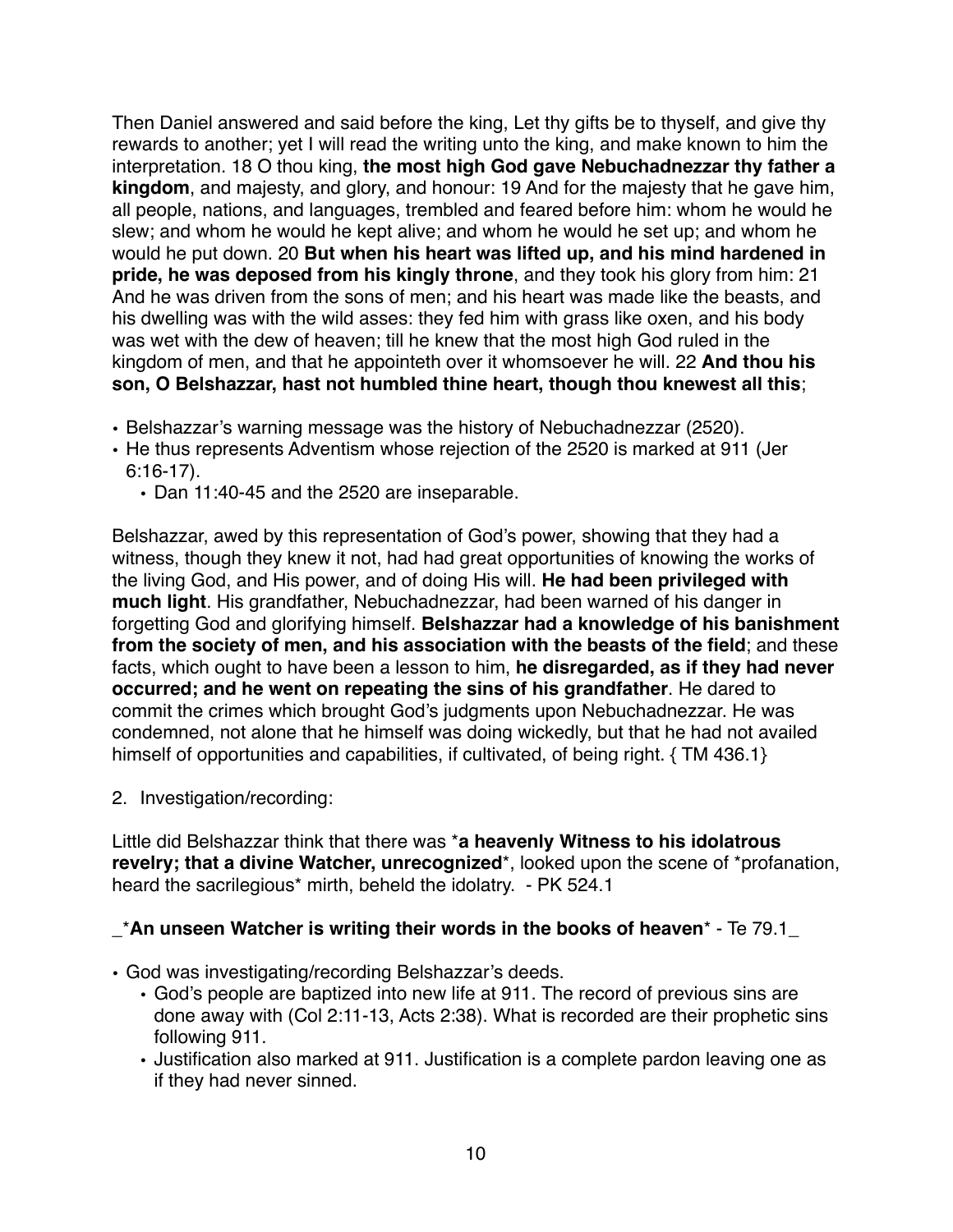Then Daniel answered and said before the king, Let thy gifts be to thyself, and give thy rewards to another; yet I will read the writing unto the king, and make known to him the interpretation. 18 O thou king, **the most high God gave Nebuchadnezzar thy father a kingdom**, and majesty, and glory, and honour: 19 And for the majesty that he gave him, all people, nations, and languages, trembled and feared before him: whom he would he slew; and whom he would he kept alive; and whom he would he set up; and whom he would he put down. 20 **But when his heart was lifted up, and his mind hardened in pride, he was deposed from his kingly throne**, and they took his glory from him: 21 And he was driven from the sons of men; and his heart was made like the beasts, and his dwelling was with the wild asses: they fed him with grass like oxen, and his body was wet with the dew of heaven; till he knew that the most high God ruled in the kingdom of men, and that he appointeth over it whomsoever he will. 22 **And thou his son, O Belshazzar, hast not humbled thine heart, though thou knewest all this**;

- Belshazzar's warning message was the history of Nebuchadnezzar (2520).
- He thus represents Adventism whose rejection of the 2520 is marked at 911 (Jer 6:16-17).
  - Dan 11:40-45 and the 2520 are inseparable.

Belshazzar, awed by this representation of God's power, showing that they had a witness, though they knew it not, had had great opportunities of knowing the works of the living God, and His power, and of doing His will. **He had been privileged with much light**. His grandfather, Nebuchadnezzar, had been warned of his danger in forgetting God and glorifying himself. **Belshazzar had a knowledge of his banishment from the society of men, and his association with the beasts of the field**; and these facts, which ought to have been a lesson to him, **he disregarded, as if they had never occurred; and he went on repeating the sins of his grandfather**. He dared to commit the crimes which brought God's judgments upon Nebuchadnezzar. He was condemned, not alone that he himself was doing wickedly, but that he had not availed himself of opportunities and capabilities, if cultivated, of being right. { TM 436.1}

2. Investigation/recording:

Little did Belshazzar think that there was *__a heavenly Witness to his idolatrous revelry; that a divine Watcher, unrecognized__*, looked upon the scene of *profanation, heard the sacrilegious* mirth, beheld the idolatry. - PK 524.1

_*__An unseen Watcher is writing their words in the books of heaven__* - Te 79.1_

- God was investigating/recording Belshazzar's deeds.
  - God's people are baptized into new life at 911. The record of previous sins are done away with (Col 2:11-13, Acts 2:38). What is recorded are their prophetic sins following 911.
  - Justification also marked at 911. Justification is a complete pardon leaving one as if they had never sinned.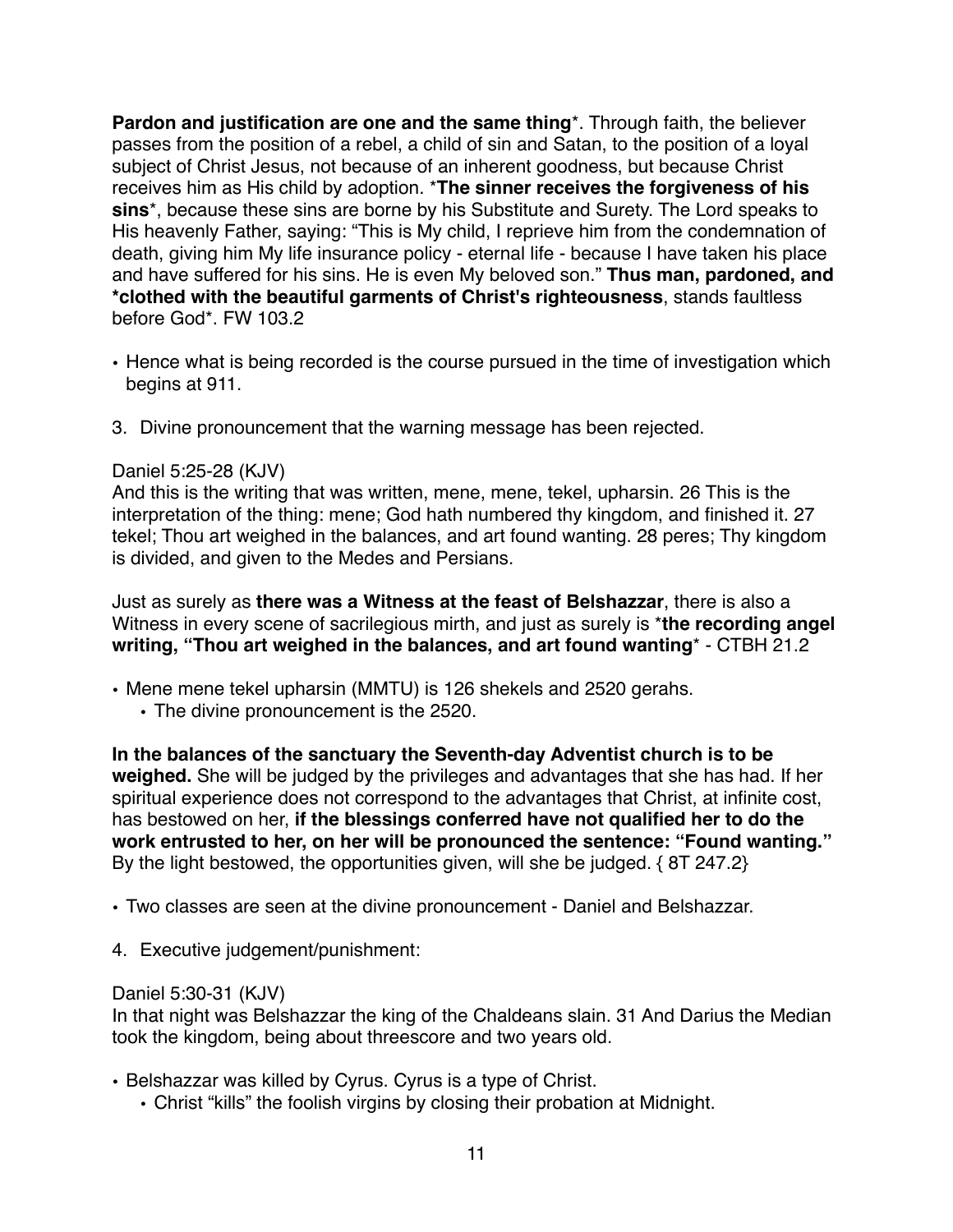**Pardon and justification are one and the same thing***. Through faith, the believer passes from the position of a rebel, a child of sin and Satan, to the position of a loyal subject of Christ Jesus, not because of an inherent goodness, but because Christ receives him as His child by adoption. ***The sinner receives the forgiveness of his sins***, because these sins are borne by his Substitute and Surety. The Lord speaks to His heavenly Father, saying: "This is My child, I reprieve him from the condemnation of death, giving him My life insurance policy - eternal life - because I have taken his place and have suffered for his sins. He is even My beloved son." **Thus man, pardoned, and *clothed with the beautiful garments of Christ's righteousness**, stands faultless before God*. FW 103.2

- Hence what is being recorded is the course pursued in the time of investigation which begins at 911.

3. Divine pronouncement that the warning message has been rejected.

Daniel 5:25-28 (KJV)
And this is the writing that was written, mene, mene, tekel, upharsin. 26 This is the interpretation of the thing: mene; God hath numbered thy kingdom, and finished it. 27 tekel; Thou art weighed in the balances, and art found wanting. 28 peres; Thy kingdom is divided, and given to the Medes and Persians.

Just as surely as **there was a Witness at the feast of Belshazzar**, there is also a Witness in every scene of sacrilegious mirth, and just as surely is ***the recording angel writing, "Thou art weighed in the balances, and art found wanting*** - CTBH 21.2

- Mene mene tekel upharsin (MMTU) is 126 shekels and 2520 gerahs.
  - The divine pronouncement is the 2520.

**In the balances of the sanctuary the Seventh-day Adventist church is to be weighed.** She will be judged by the privileges and advantages that she has had. If her spiritual experience does not correspond to the advantages that Christ, at infinite cost, has bestowed on her, **if the blessings conferred have not qualified her to do the work entrusted to her, on her will be pronounced the sentence: "Found wanting."** By the light bestowed, the opportunities given, will she be judged. { 8T 247.2}

- Two classes are seen at the divine pronouncement - Daniel and Belshazzar.

4. Executive judgement/punishment:

Daniel 5:30-31 (KJV)
In that night was Belshazzar the king of the Chaldeans slain. 31 And Darius the Median took the kingdom, being about threescore and two years old.

- Belshazzar was killed by Cyrus. Cyrus is a type of Christ.
  - Christ "kills" the foolish virgins by closing their probation at Midnight.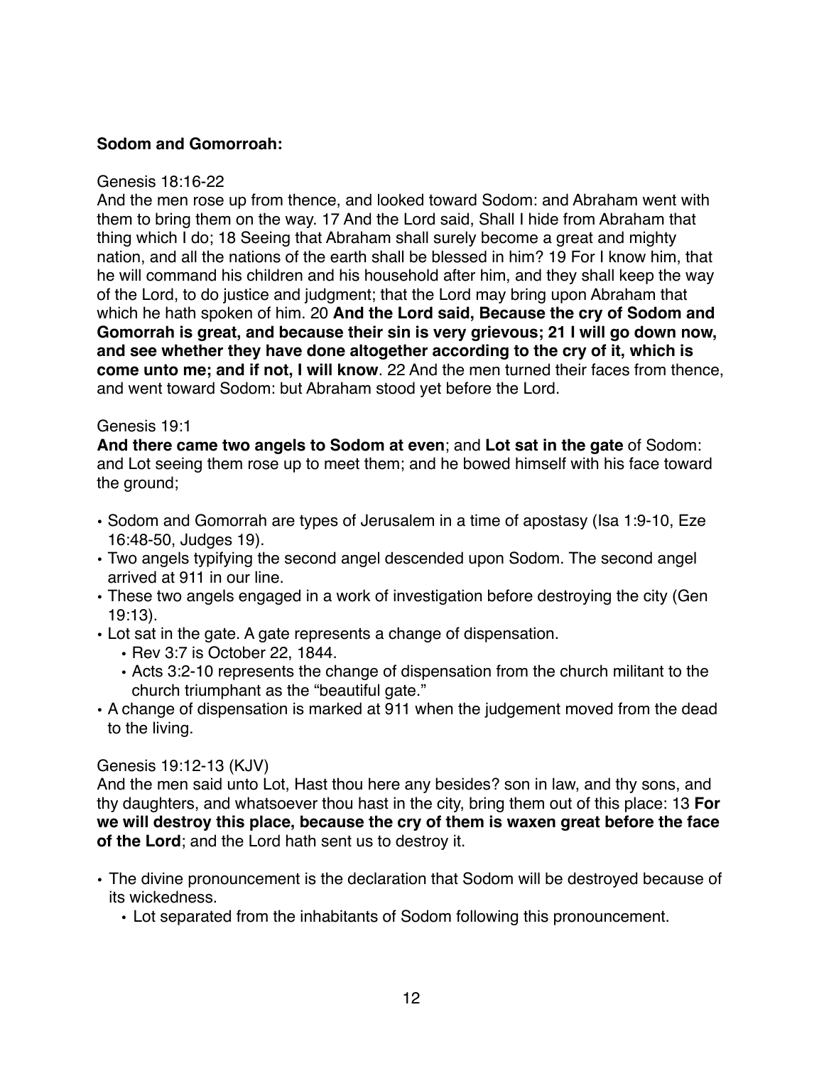**Sodom and Gomorroah:**

Genesis 18:16-22

And the men rose up from thence, and looked toward Sodom: and Abraham went with them to bring them on the way. 17 And the Lord said, Shall I hide from Abraham that thing which I do; 18 Seeing that Abraham shall surely become a great and mighty nation, and all the nations of the earth shall be blessed in him? 19 For I know him, that he will command his children and his household after him, and they shall keep the way of the Lord, to do justice and judgment; that the Lord may bring upon Abraham that which he hath spoken of him. 20 **And the Lord said, Because the cry of Sodom and Gomorrah is great, and because their sin is very grievous; 21 I will go down now, and see whether they have done altogether according to the cry of it, which is come unto me; and if not, I will know**. 22 And the men turned their faces from thence, and went toward Sodom: but Abraham stood yet before the Lord.

Genesis 19:1

**And there came two angels to Sodom at even**; and **Lot sat in the gate** of Sodom: and Lot seeing them rose up to meet them; and he bowed himself with his face toward the ground;

- Sodom and Gomorrah are types of Jerusalem in a time of apostasy (Isa 1:9-10, Eze 16:48-50, Judges 19).
- Two angels typifying the second angel descended upon Sodom. The second angel arrived at 911 in our line.
- These two angels engaged in a work of investigation before destroying the city (Gen 19:13).
- Lot sat in the gate. A gate represents a change of dispensation.
  - Rev 3:7 is October 22, 1844.
  - Acts 3:2-10 represents the change of dispensation from the church militant to the church triumphant as the "beautiful gate."
- A change of dispensation is marked at 911 when the judgement moved from the dead to the living.

Genesis 19:12-13 (KJV)

And the men said unto Lot, Hast thou here any besides? son in law, and thy sons, and thy daughters, and whatsoever thou hast in the city, bring them out of this place: 13 **For we will destroy this place, because the cry of them is waxen great before the face of the Lord**; and the Lord hath sent us to destroy it.

- The divine pronouncement is the declaration that Sodom will be destroyed because of its wickedness.
  - Lot separated from the inhabitants of Sodom following this pronouncement.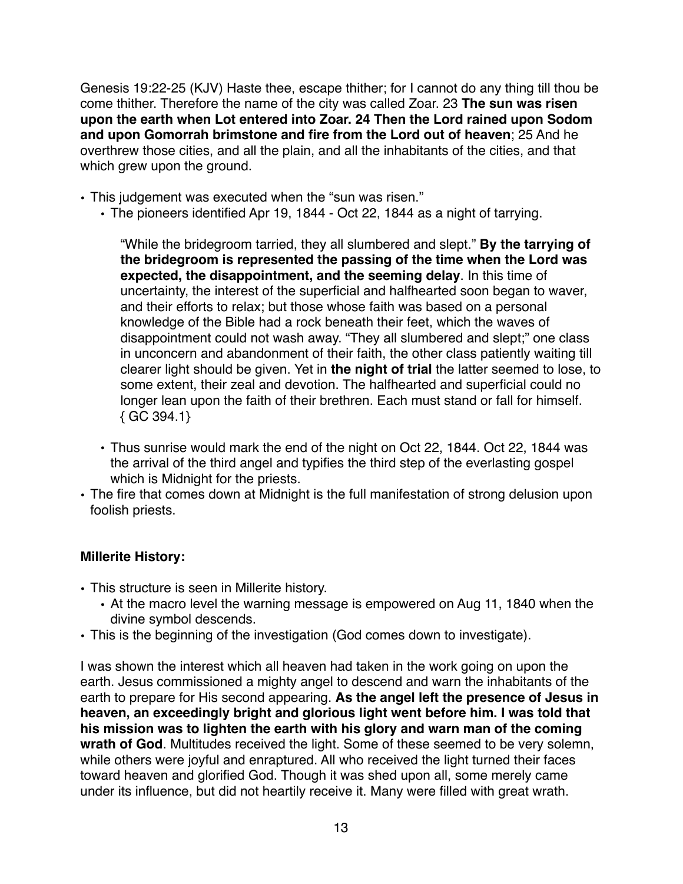Genesis 19:22-25 (KJV) Haste thee, escape thither; for I cannot do any thing till thou be come thither. Therefore the name of the city was called Zoar. 23 **The sun was risen upon the earth when Lot entered into Zoar. 24 Then the Lord rained upon Sodom and upon Gomorrah brimstone and fire from the Lord out of heaven**; 25 And he overthrew those cities, and all the plain, and all the inhabitants of the cities, and that which grew upon the ground.

- This judgement was executed when the "sun was risen."
  - The pioneers identified Apr 19, 1844 - Oct 22, 1844 as a night of tarrying.

> "While the bridegroom tarried, they all slumbered and slept." **By the tarrying of the bridegroom is represented the passing of the time when the Lord was expected, the disappointment, and the seeming delay**. In this time of uncertainty, the interest of the superficial and halfhearted soon began to waver, and their efforts to relax; but those whose faith was based on a personal knowledge of the Bible had a rock beneath their feet, which the waves of disappointment could not wash away. "They all slumbered and slept;" one class in unconcern and abandonment of their faith, the other class patiently waiting till clearer light should be given. Yet in **the night of trial** the latter seemed to lose, to some extent, their zeal and devotion. The halfhearted and superficial could no longer lean upon the faith of their brethren. Each must stand or fall for himself. { GC 394.1}

  - Thus sunrise would mark the end of the night on Oct 22, 1844. Oct 22, 1844 was the arrival of the third angel and typifies the third step of the everlasting gospel which is Midnight for the priests.
- The fire that comes down at Midnight is the full manifestation of strong delusion upon foolish priests.

**Millerite History:**

- This structure is seen in Millerite history.
  - At the macro level the warning message is empowered on Aug 11, 1840 when the divine symbol descends.
- This is the beginning of the investigation (God comes down to investigate).

I was shown the interest which all heaven had taken in the work going on upon the earth. Jesus commissioned a mighty angel to descend and warn the inhabitants of the earth to prepare for His second appearing. **As the angel left the presence of Jesus in heaven, an exceedingly bright and glorious light went before him. I was told that his mission was to lighten the earth with his glory and warn man of the coming wrath of God**. Multitudes received the light. Some of these seemed to be very solemn, while others were joyful and enraptured. All who received the light turned their faces toward heaven and glorified God. Though it was shed upon all, some merely came under its influence, but did not heartily receive it. Many were filled with great wrath.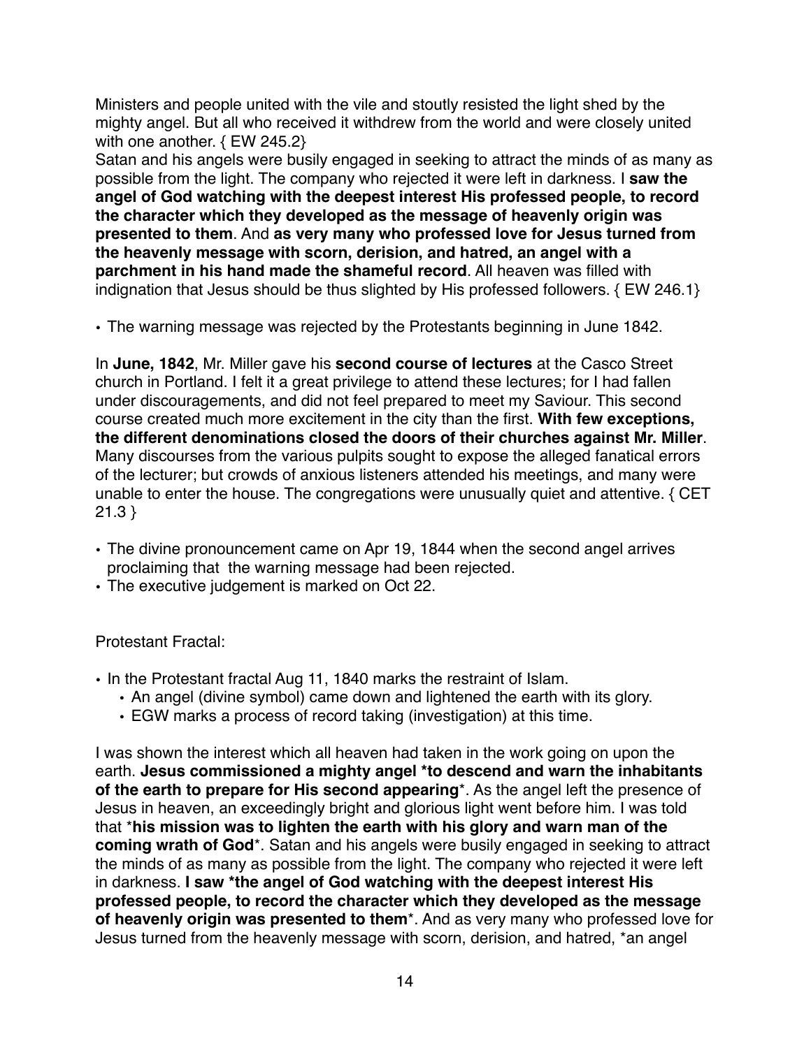Ministers and people united with the vile and stoutly resisted the light shed by the mighty angel. But all who received it withdrew from the world and were closely united with one another. { EW 245.2}

Satan and his angels were busily engaged in seeking to attract the minds of as many as possible from the light. The company who rejected it were left in darkness. I **saw the angel of God watching with the deepest interest His professed people, to record the character which they developed as the message of heavenly origin was presented to them**. And **as very many who professed love for Jesus turned from the heavenly message with scorn, derision, and hatred, an angel with a parchment in his hand made the shameful record**. All heaven was filled with indignation that Jesus should be thus slighted by His professed followers. { EW 246.1}

- The warning message was rejected by the Protestants beginning in June 1842.

In **June, 1842**, Mr. Miller gave his **second course of lectures** at the Casco Street church in Portland. I felt it a great privilege to attend these lectures; for I had fallen under discouragements, and did not feel prepared to meet my Saviour. This second course created much more excitement in the city than the first. **With few exceptions, the different denominations closed the doors of their churches against Mr. Miller**. Many discourses from the various pulpits sought to expose the alleged fanatical errors of the lecturer; but crowds of anxious listeners attended his meetings, and many were unable to enter the house. The congregations were unusually quiet and attentive. { CET 21.3 }

- The divine pronouncement came on Apr 19, 1844 when the second angel arrives proclaiming that the warning message had been rejected.
- The executive judgement is marked on Oct 22.

Protestant Fractal:

- In the Protestant fractal Aug 11, 1840 marks the restraint of Islam.
  - An angel (divine symbol) came down and lightened the earth with its glory.
  - EGW marks a process of record taking (investigation) at this time.

I was shown the interest which all heaven had taken in the work going on upon the earth. **Jesus commissioned a mighty angel *to descend and warn the inhabitants of the earth to prepare for His second appearing***. As the angel left the presence of Jesus in heaven, an exceedingly bright and glorious light went before him. I was told that ***his mission was to lighten the earth with his glory and warn man of the coming wrath of God***. Satan and his angels were busily engaged in seeking to attract the minds of as many as possible from the light. The company who rejected it were left in darkness. **I saw *the angel of God watching with the deepest interest His professed people, to record the character which they developed as the message of heavenly origin was presented to them***. And as very many who professed love for Jesus turned from the heavenly message with scorn, derision, and hatred, *an angel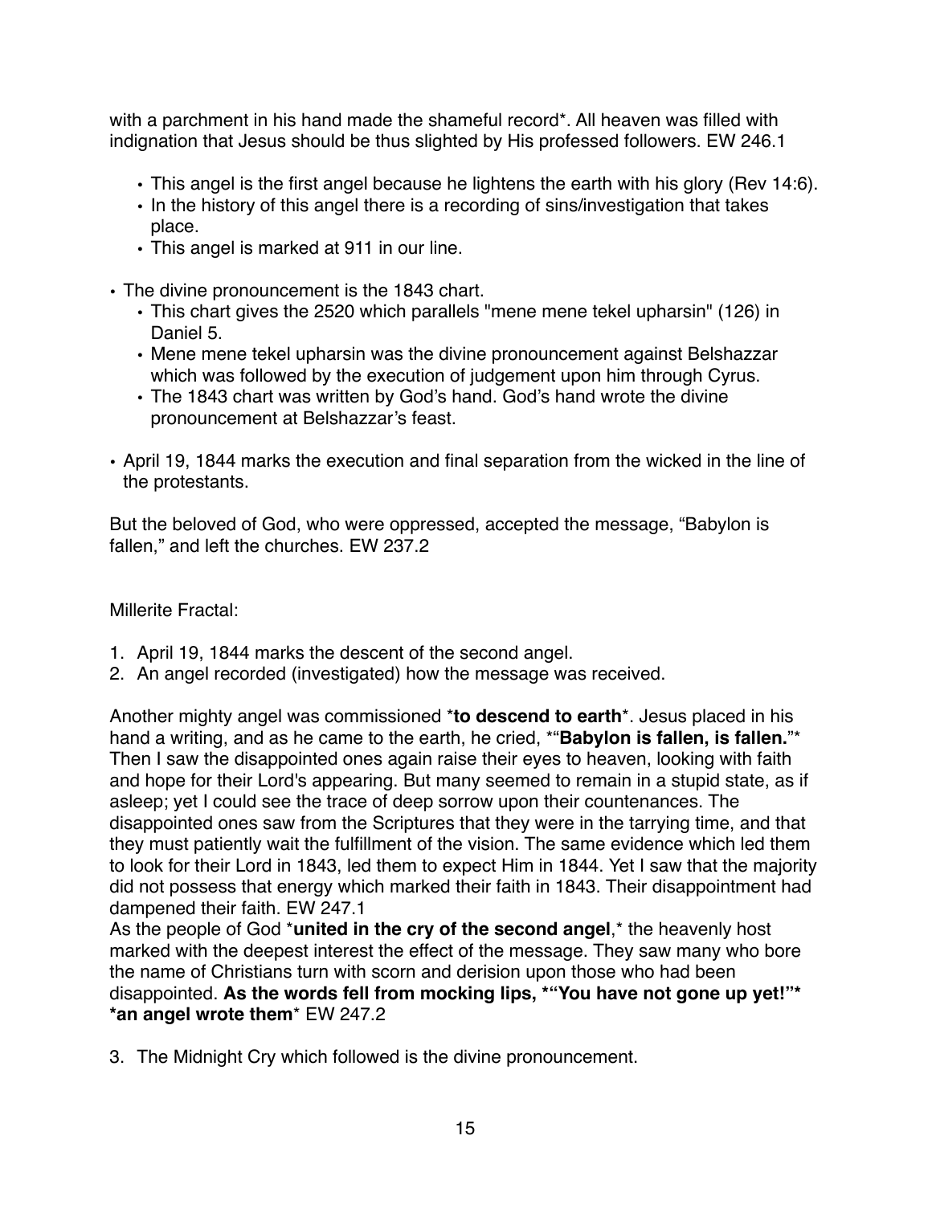with a parchment in his hand made the shameful record*. All heaven was filled with indignation that Jesus should be thus slighted by His professed followers. EW 246.1

- This angel is the first angel because he lightens the earth with his glory (Rev 14:6).
- In the history of this angel there is a recording of sins/investigation that takes place.
- This angel is marked at 911 in our line.

- The divine pronouncement is the 1843 chart.
  - This chart gives the 2520 which parallels "mene mene tekel upharsin" (126) in Daniel 5.
  - Mene mene tekel upharsin was the divine pronouncement against Belshazzar which was followed by the execution of judgement upon him through Cyrus.
  - The 1843 chart was written by God's hand. God's hand wrote the divine pronouncement at Belshazzar's feast.

- April 19, 1844 marks the execution and final separation from the wicked in the line of the protestants.

But the beloved of God, who were oppressed, accepted the message, "Babylon is fallen," and left the churches. EW 237.2

Millerite Fractal:

1. April 19, 1844 marks the descent of the second angel.
2. An angel recorded (investigated) how the message was received.

Another mighty angel was commissioned ***to descend to earth***. Jesus placed in his hand a writing, and as he came to the earth, he cried, ***"Babylon is fallen, is fallen."*** Then I saw the disappointed ones again raise their eyes to heaven, looking with faith and hope for their Lord's appearing. But many seemed to remain in a stupid state, as if asleep; yet I could see the trace of deep sorrow upon their countenances. The disappointed ones saw from the Scriptures that they were in the tarrying time, and that they must patiently wait the fulfillment of the vision. The same evidence which led them to look for their Lord in 1843, led them to expect Him in 1844. Yet I saw that the majority did not possess that energy which marked their faith in 1843. Their disappointment had dampened their faith. EW 247.1

As the people of God ***united in the cry of the second angel***, the heavenly host marked with the deepest interest the effect of the message. They saw many who bore the name of Christians turn with scorn and derision upon those who had been disappointed. **As the words fell from mocking lips, *"You have not gone up yet!"* *an angel wrote them*** EW 247.2

3. The Midnight Cry which followed is the divine pronouncement.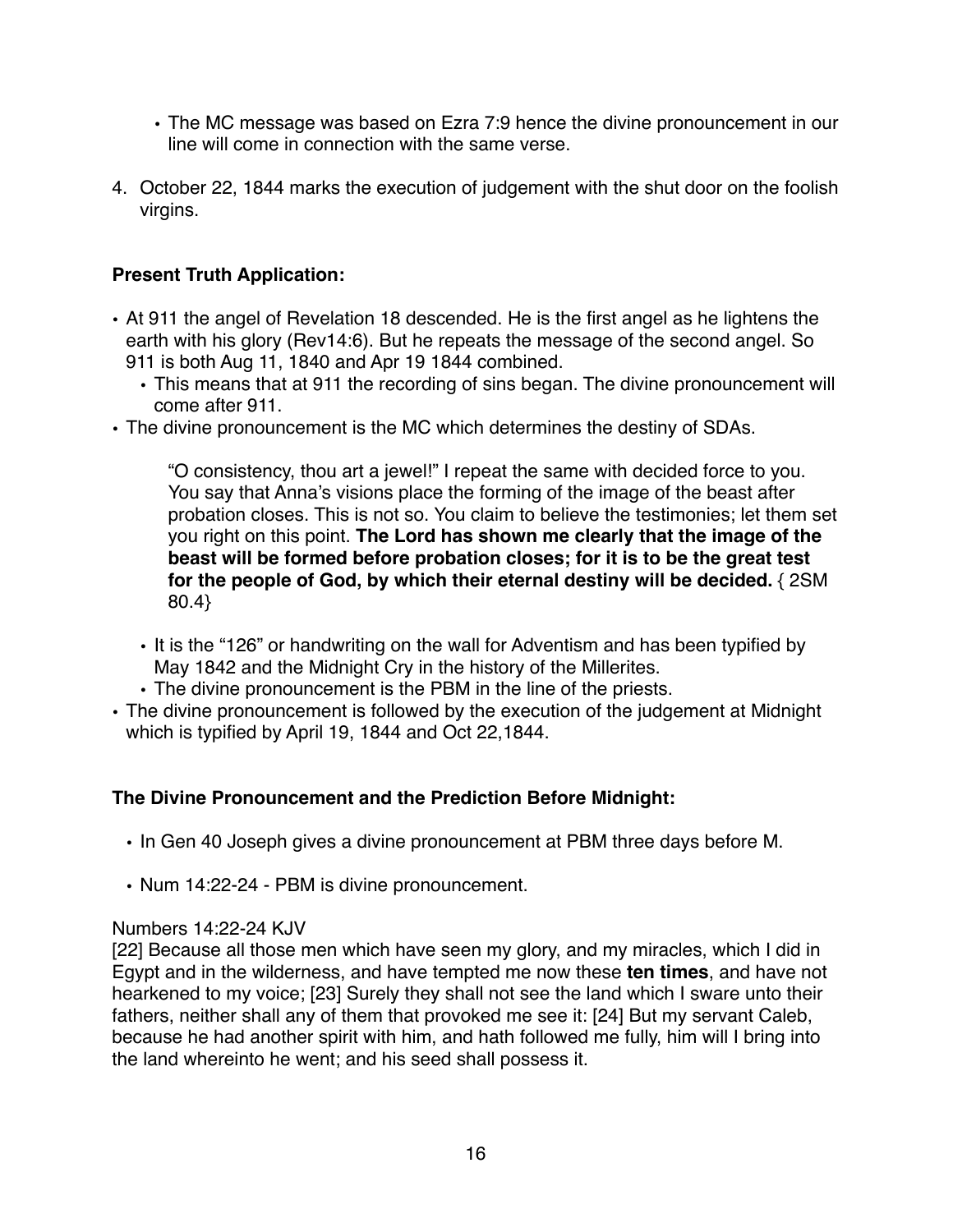- The MC message was based on Ezra 7:9 hence the divine pronouncement in our line will come in connection with the same verse.

4. October 22, 1844 marks the execution of judgement with the shut door on the foolish virgins.

**Present Truth Application:**

- At 911 the angel of Revelation 18 descended. He is the first angel as he lightens the earth with his glory (Rev14:6). But he repeats the message of the second angel. So 911 is both Aug 11, 1840 and Apr 19 1844 combined.
  - This means that at 911 the recording of sins began. The divine pronouncement will come after 911.
- The divine pronouncement is the MC which determines the destiny of SDAs.

> "O consistency, thou art a jewel!" I repeat the same with decided force to you. You say that Anna's visions place the forming of the image of the beast after probation closes. This is not so. You claim to believe the testimonies; let them set you right on this point. **The Lord has shown me clearly that the image of the beast will be formed before probation closes; for it is to be the great test for the people of God, by which their eternal destiny will be decided.** { 2SM 80.4}

  - It is the "126" or handwriting on the wall for Adventism and has been typified by May 1842 and the Midnight Cry in the history of the Millerites.
  - The divine pronouncement is the PBM in the line of the priests.
- The divine pronouncement is followed by the execution of the judgement at Midnight which is typified by April 19, 1844 and Oct 22,1844.

**The Divine Pronouncement and the Prediction Before Midnight:**

- In Gen 40 Joseph gives a divine pronouncement at PBM three days before M.

- Num 14:22-24 - PBM is divine pronouncement.

Numbers 14:22-24 KJV
[22] Because all those men which have seen my glory, and my miracles, which I did in Egypt and in the wilderness, and have tempted me now these **ten times**, and have not hearkened to my voice; [23] Surely they shall not see the land which I sware unto their fathers, neither shall any of them that provoked me see it: [24] But my servant Caleb, because he had another spirit with him, and hath followed me fully, him will I bring into the land whereinto he went; and his seed shall possess it.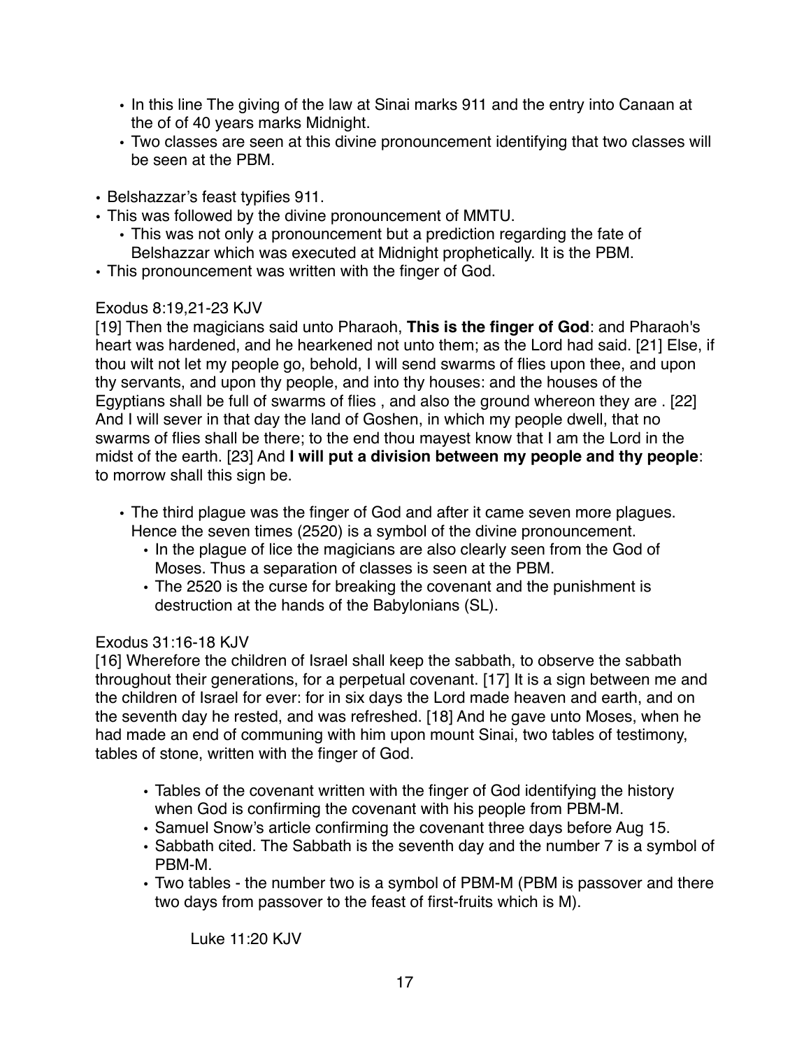- In this line The giving of the law at Sinai marks 911 and the entry into Canaan at the of of 40 years marks Midnight.
- Two classes are seen at this divine pronouncement identifying that two classes will be seen at the PBM.

- Belshazzar's feast typifies 911.
- This was followed by the divine pronouncement of MMTU.
    - This was not only a pronouncement but a prediction regarding the fate of Belshazzar which was executed at Midnight prophetically. It is the PBM.
- This pronouncement was written with the finger of God.

Exodus 8:19,21-23 KJV
[19] Then the magicians said unto Pharaoh, **This is the finger of God**: and Pharaoh's heart was hardened, and he hearkened not unto them; as the Lord had said. [21] Else, if thou wilt not let my people go, behold, I will send swarms of flies upon thee, and upon thy servants, and upon thy people, and into thy houses: and the houses of the Egyptians shall be full of swarms of flies , and also the ground whereon they are . [22] And I will sever in that day the land of Goshen, in which my people dwell, that no swarms of flies shall be there; to the end thou mayest know that I am the Lord in the midst of the earth. [23] And **I will put a division between my people and thy people**: to morrow shall this sign be.

- The third plague was the finger of God and after it came seven more plagues. Hence the seven times (2520) is a symbol of the divine pronouncement.
    - In the plague of lice the magicians are also clearly seen from the God of Moses. Thus a separation of classes is seen at the PBM.
    - The 2520 is the curse for breaking the covenant and the punishment is destruction at the hands of the Babylonians (SL).

Exodus 31:16-18 KJV
[16] Wherefore the children of Israel shall keep the sabbath, to observe the sabbath throughout their generations, for a perpetual covenant. [17] It is a sign between me and the children of Israel for ever: for in six days the Lord made heaven and earth, and on the seventh day he rested, and was refreshed. [18] And he gave unto Moses, when he had made an end of communing with him upon mount Sinai, two tables of testimony, tables of stone, written with the finger of God.

- Tables of the covenant written with the finger of God identifying the history when God is confirming the covenant with his people from PBM-M.
- Samuel Snow's article confirming the covenant three days before Aug 15.
- Sabbath cited. The Sabbath is the seventh day and the number 7 is a symbol of PBM-M.
- Two tables - the number two is a symbol of PBM-M (PBM is passover and there two days from passover to the feast of first-fruits which is M).

Luke 11:20 KJV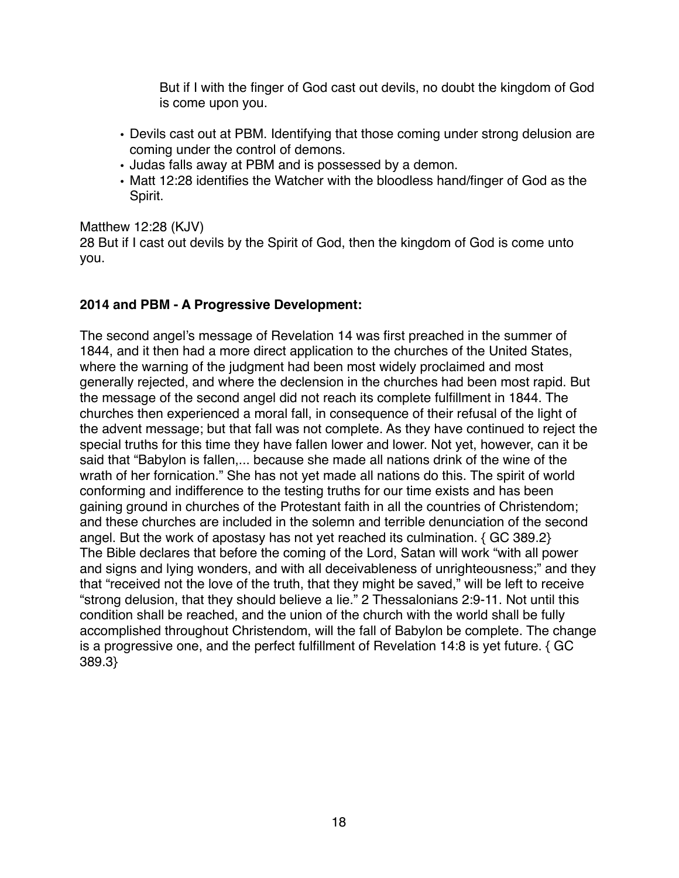> But if I with the finger of God cast out devils, no doubt the kingdom of God is come upon you.

- Devils cast out at PBM. Identifying that those coming under strong delusion are coming under the control of demons.
- Judas falls away at PBM and is possessed by a demon.
- Matt 12:28 identifies the Watcher with the bloodless hand/finger of God as the Spirit.

Matthew 12:28 (KJV)
28 But if I cast out devils by the Spirit of God, then the kingdom of God is come unto you.

**2014 and PBM - A Progressive Development:**

The second angel's message of Revelation 14 was first preached in the summer of 1844, and it then had a more direct application to the churches of the United States, where the warning of the judgment had been most widely proclaimed and most generally rejected, and where the declension in the churches had been most rapid. But the message of the second angel did not reach its complete fulfillment in 1844. The churches then experienced a moral fall, in consequence of their refusal of the light of the advent message; but that fall was not complete. As they have continued to reject the special truths for this time they have fallen lower and lower. Not yet, however, can it be said that "Babylon is fallen,... because she made all nations drink of the wine of the wrath of her fornication." She has not yet made all nations do this. The spirit of world conforming and indifference to the testing truths for our time exists and has been gaining ground in churches of the Protestant faith in all the countries of Christendom; and these churches are included in the solemn and terrible denunciation of the second angel. But the work of apostasy has not yet reached its culmination. { GC 389.2}
The Bible declares that before the coming of the Lord, Satan will work "with all power and signs and lying wonders, and with all deceivableness of unrighteousness;" and they that "received not the love of the truth, that they might be saved," will be left to receive "strong delusion, that they should believe a lie." 2 Thessalonians 2:9-11. Not until this condition shall be reached, and the union of the church with the world shall be fully accomplished throughout Christendom, will the fall of Babylon be complete. The change is a progressive one, and the perfect fulfillment of Revelation 14:8 is yet future. { GC 389.3}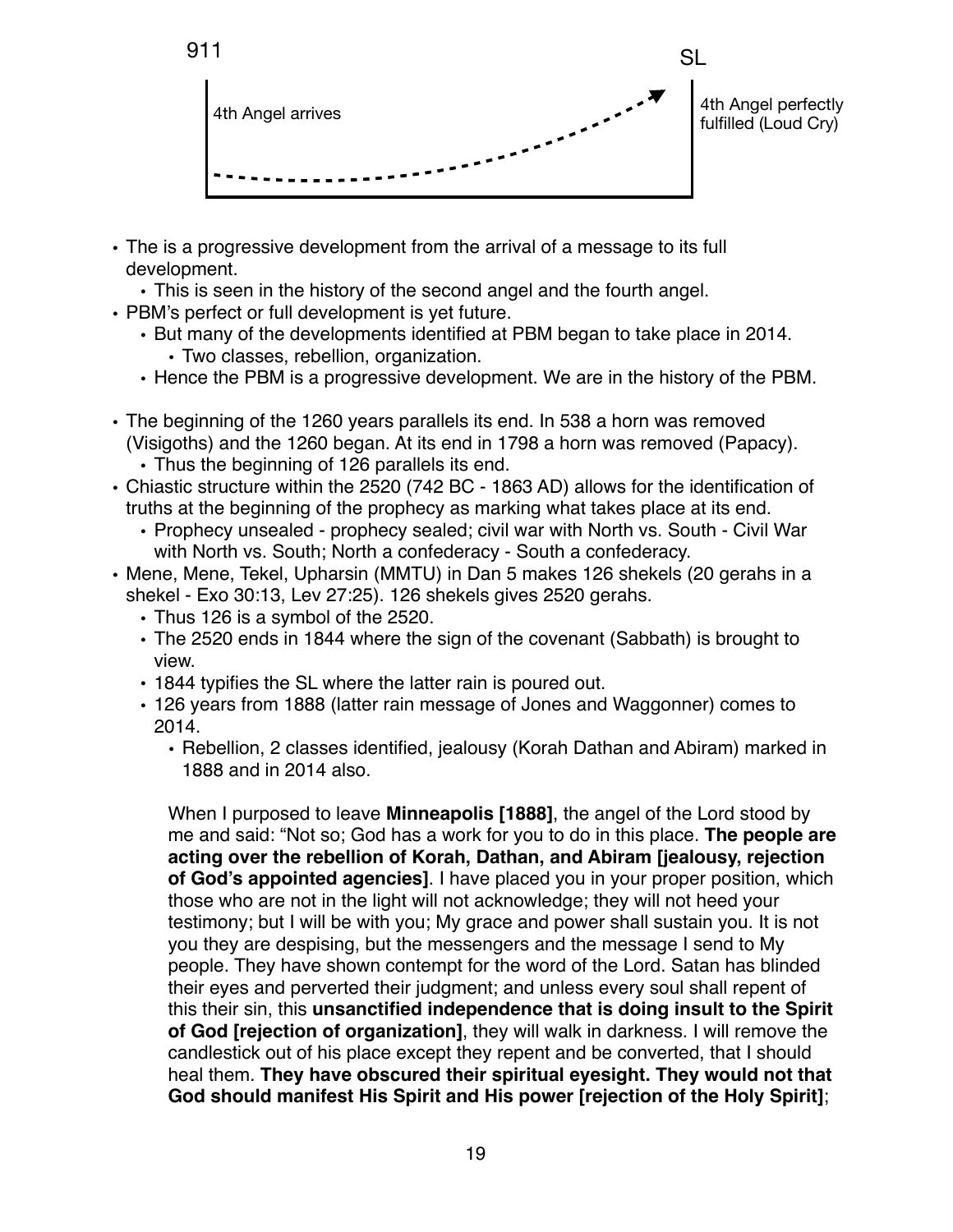911 — SL

4th Angel arrives — 4th Angel perfectly fulfilled (Loud Cry)

- The is a progressive development from the arrival of a message to its full development.
  - This is seen in the history of the second angel and the fourth angel.
- PBM's perfect or full development is yet future.
  - But many of the developments identified at PBM began to take place in 2014.
    - Two classes, rebellion, organization.
  - Hence the PBM is a progressive development. We are in the history of the PBM.

- The beginning of the 1260 years parallels its end. In 538 a horn was removed (Visigoths) and the 1260 began. At its end in 1798 a horn was removed (Papacy).
  - Thus the beginning of 126 parallels its end.
- Chiastic structure within the 2520 (742 BC - 1863 AD) allows for the identification of truths at the beginning of the prophecy as marking what takes place at its end.
  - Prophecy unsealed - prophecy sealed; civil war with North vs. South - Civil War with North vs. South; North a confederacy - South a confederacy.
- Mene, Mene, Tekel, Upharsin (MMTU) in Dan 5 makes 126 shekels (20 gerahs in a shekel - Exo 30:13, Lev 27:25). 126 shekels gives 2520 gerahs.
  - Thus 126 is a symbol of the 2520.
  - The 2520 ends in 1844 where the sign of the covenant (Sabbath) is brought to view.
  - 1844 typifies the SL where the latter rain is poured out.
  - 126 years from 1888 (latter rain message of Jones and Waggonner) comes to 2014.
    - Rebellion, 2 classes identified, jealousy (Korah Dathan and Abiram) marked in 1888 and in 2014 also.

> When I purposed to leave **Minneapolis [1888]**, the angel of the Lord stood by me and said: "Not so; God has a work for you to do in this place. **The people are acting over the rebellion of Korah, Dathan, and Abiram [jealousy, rejection of God's appointed agencies]**. I have placed you in your proper position, which those who are not in the light will not acknowledge; they will not heed your testimony; but I will be with you; My grace and power shall sustain you. It is not you they are despising, but the messengers and the message I send to My people. They have shown contempt for the word of the Lord. Satan has blinded their eyes and perverted their judgment; and unless every soul shall repent of this their sin, this **unsanctified independence that is doing insult to the Spirit of God [rejection of organization]**, they will walk in darkness. I will remove the candlestick out of his place except they repent and be converted, that I should heal them. **They have obscured their spiritual eyesight. They would not that God should manifest His Spirit and His power [rejection of the Holy Spirit]**;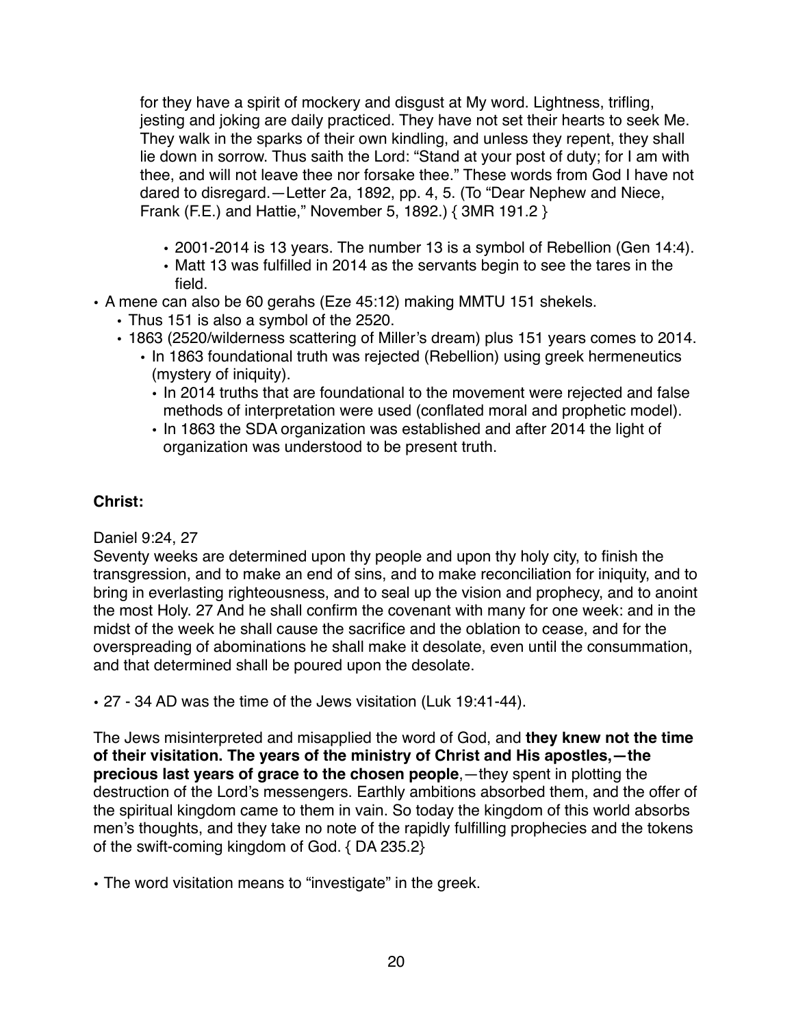> for they have a spirit of mockery and disgust at My word. Lightness, trifling, jesting and joking are daily practiced. They have not set their hearts to seek Me. They walk in the sparks of their own kindling, and unless they repent, they shall lie down in sorrow. Thus saith the Lord: "Stand at your post of duty; for I am with thee, and will not leave thee nor forsake thee." These words from God I have not dared to disregard.—Letter 2a, 1892, pp. 4, 5. (To "Dear Nephew and Niece, Frank (F.E.) and Hattie," November 5, 1892.) { 3MR 191.2 }

- 2001-2014 is 13 years. The number 13 is a symbol of Rebellion (Gen 14:4).
- Matt 13 was fulfilled in 2014 as the servants begin to see the tares in the field.

- A mene can also be 60 gerahs (Eze 45:12) making MMTU 151 shekels.
  - Thus 151 is also a symbol of the 2520.
  - 1863 (2520/wilderness scattering of Miller's dream) plus 151 years comes to 2014.
    - In 1863 foundational truth was rejected (Rebellion) using greek hermeneutics (mystery of iniquity).
      - In 2014 truths that are foundational to the movement were rejected and false methods of interpretation were used (conflated moral and prophetic model).
      - In 1863 the SDA organization was established and after 2014 the light of organization was understood to be present truth.

**Christ:**

Daniel 9:24, 27
Seventy weeks are determined upon thy people and upon thy holy city, to finish the transgression, and to make an end of sins, and to make reconciliation for iniquity, and to bring in everlasting righteousness, and to seal up the vision and prophecy, and to anoint the most Holy. 27 And he shall confirm the covenant with many for one week: and in the midst of the week he shall cause the sacrifice and the oblation to cease, and for the overspreading of abominations he shall make it desolate, even until the consummation, and that determined shall be poured upon the desolate.

- 27 - 34 AD was the time of the Jews visitation (Luk 19:41-44).

The Jews misinterpreted and misapplied the word of God, and **they knew not the time of their visitation. The years of the ministry of Christ and His apostles,—the precious last years of grace to the chosen people**,—they spent in plotting the destruction of the Lord's messengers. Earthly ambitions absorbed them, and the offer of the spiritual kingdom came to them in vain. So today the kingdom of this world absorbs men's thoughts, and they take no note of the rapidly fulfilling prophecies and the tokens of the swift-coming kingdom of God. { DA 235.2}

- The word visitation means to "investigate" in the greek.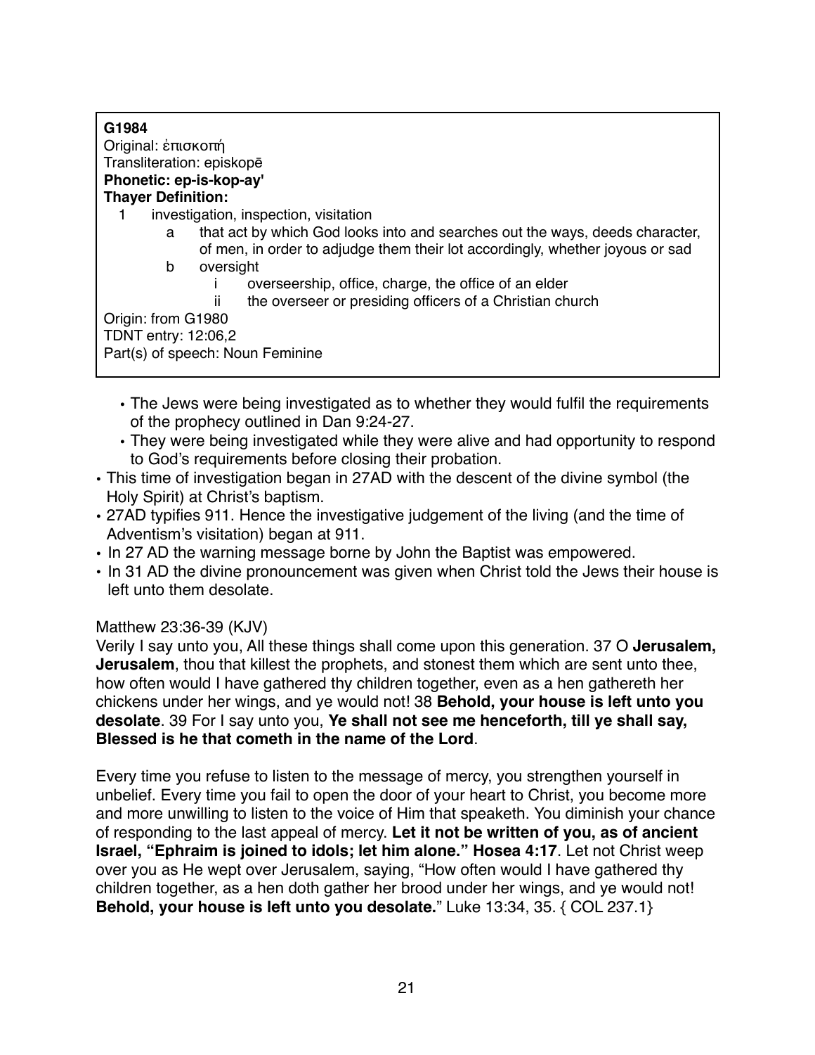**G1984**
Original: ἐπισκοπή
Transliteration: episkopē
**Phonetic: ep-is-kop-ay'**
**Thayer Definition:**

1. investigation, inspection, visitation
   - a. that act by which God looks into and searches out the ways, deeds character, of men, in order to adjudge them their lot accordingly, whether joyous or sad
   - b. oversight
     - i. overseership, office, charge, the office of an elder
     - ii. the overseer or presiding officers of a Christian church

Origin: from G1980
TDNT entry: 12:06,2
Part(s) of speech: Noun Feminine

  - The Jews were being investigated as to whether they would fulfil the requirements of the prophecy outlined in Dan 9:24-27.
  - They were being investigated while they were alive and had opportunity to respond to God's requirements before closing their probation.
- This time of investigation began in 27AD with the descent of the divine symbol (the Holy Spirit) at Christ's baptism.
- 27AD typifies 911. Hence the investigative judgement of the living (and the time of Adventism's visitation) began at 911.
- In 27 AD the warning message borne by John the Baptist was empowered.
- In 31 AD the divine pronouncement was given when Christ told the Jews their house is left unto them desolate.

Matthew 23:36-39 (KJV)
Verily I say unto you, All these things shall come upon this generation. 37 O **Jerusalem, Jerusalem**, thou that killest the prophets, and stonest them which are sent unto thee, how often would I have gathered thy children together, even as a hen gathereth her chickens under her wings, and ye would not! 38 **Behold, your house is left unto you desolate**. 39 For I say unto you, **Ye shall not see me henceforth, till ye shall say, Blessed is he that cometh in the name of the Lord**.

Every time you refuse to listen to the message of mercy, you strengthen yourself in unbelief. Every time you fail to open the door of your heart to Christ, you become more and more unwilling to listen to the voice of Him that speaketh. You diminish your chance of responding to the last appeal of mercy. **Let it not be written of you, as of ancient Israel, "Ephraim is joined to idols; let him alone." Hosea 4:17**. Let not Christ weep over you as He wept over Jerusalem, saying, "How often would I have gathered thy children together, as a hen doth gather her brood under her wings, and ye would not! **Behold, your house is left unto you desolate.**" Luke 13:34, 35. { COL 237.1}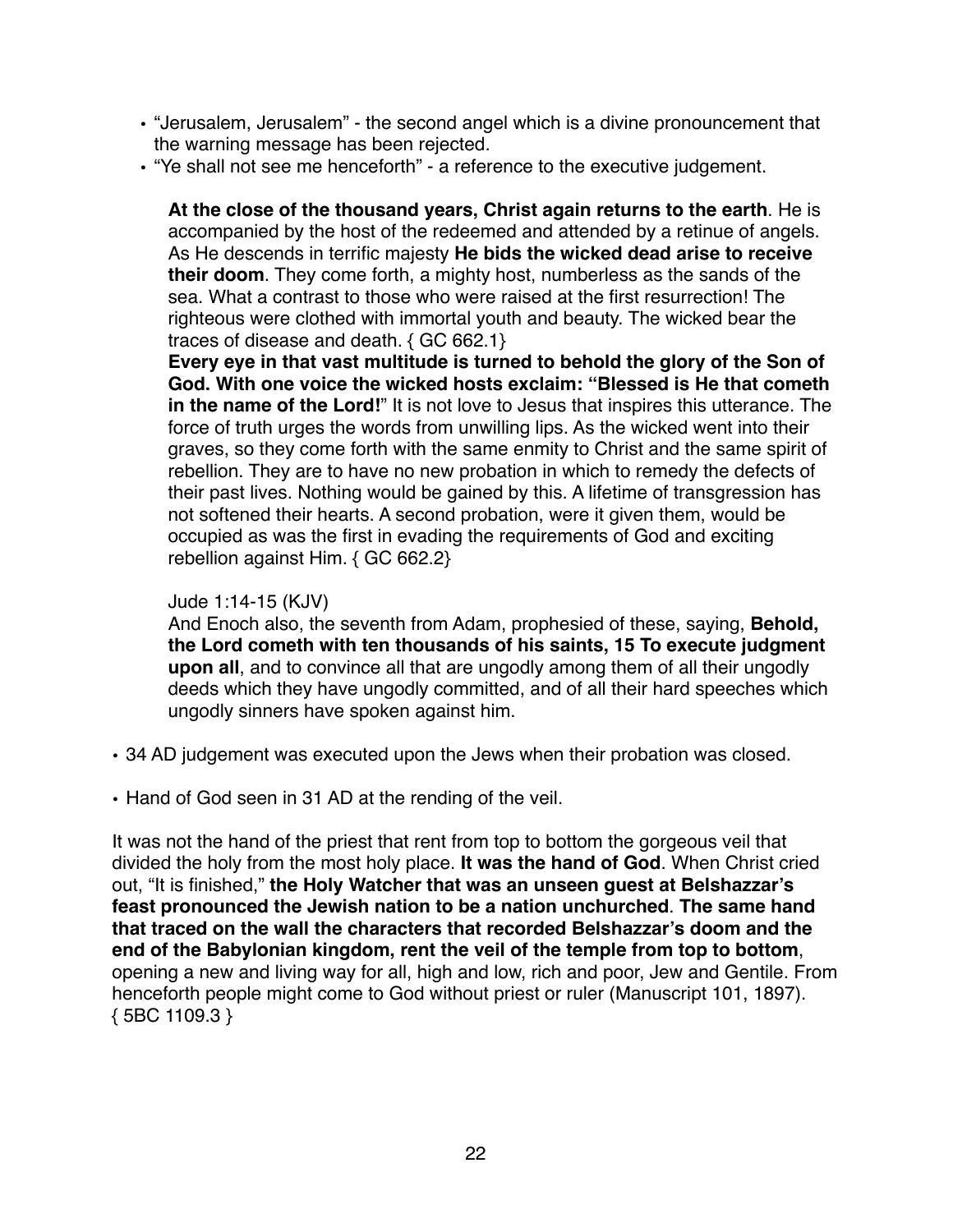- "Jerusalem, Jerusalem" - the second angel which is a divine pronouncement that the warning message has been rejected.
- "Ye shall not see me henceforth" - a reference to the executive judgement.

> **At the close of the thousand years, Christ again returns to the earth**. He is accompanied by the host of the redeemed and attended by a retinue of angels. As He descends in terrific majesty **He bids the wicked dead arise to receive their doom**. They come forth, a mighty host, numberless as the sands of the sea. What a contrast to those who were raised at the first resurrection! The righteous were clothed with immortal youth and beauty. The wicked bear the traces of disease and death. { GC 662.1}
>
> **Every eye in that vast multitude is turned to behold the glory of the Son of God. With one voice the wicked hosts exclaim: "Blessed is He that cometh in the name of the Lord!**" It is not love to Jesus that inspires this utterance. The force of truth urges the words from unwilling lips. As the wicked went into their graves, so they come forth with the same enmity to Christ and the same spirit of rebellion. They are to have no new probation in which to remedy the defects of their past lives. Nothing would be gained by this. A lifetime of transgression has not softened their hearts. A second probation, were it given them, would be occupied as was the first in evading the requirements of God and exciting rebellion against Him. { GC 662.2}
>
> Jude 1:14-15 (KJV)
>
> And Enoch also, the seventh from Adam, prophesied of these, saying, **Behold, the Lord cometh with ten thousands of his saints, 15 To execute judgment upon all**, and to convince all that are ungodly among them of all their ungodly deeds which they have ungodly committed, and of all their hard speeches which ungodly sinners have spoken against him.

- 34 AD judgement was executed upon the Jews when their probation was closed.

- Hand of God seen in 31 AD at the rending of the veil.

It was not the hand of the priest that rent from top to bottom the gorgeous veil that divided the holy from the most holy place. **It was the hand of God**. When Christ cried out, "It is finished," **the Holy Watcher that was an unseen guest at Belshazzar's feast pronounced the Jewish nation to be a nation unchurched**. **The same hand that traced on the wall the characters that recorded Belshazzar's doom and the end of the Babylonian kingdom, rent the veil of the temple from top to bottom**, opening a new and living way for all, high and low, rich and poor, Jew and Gentile. From henceforth people might come to God without priest or ruler (Manuscript 101, 1897). { 5BC 1109.3 }